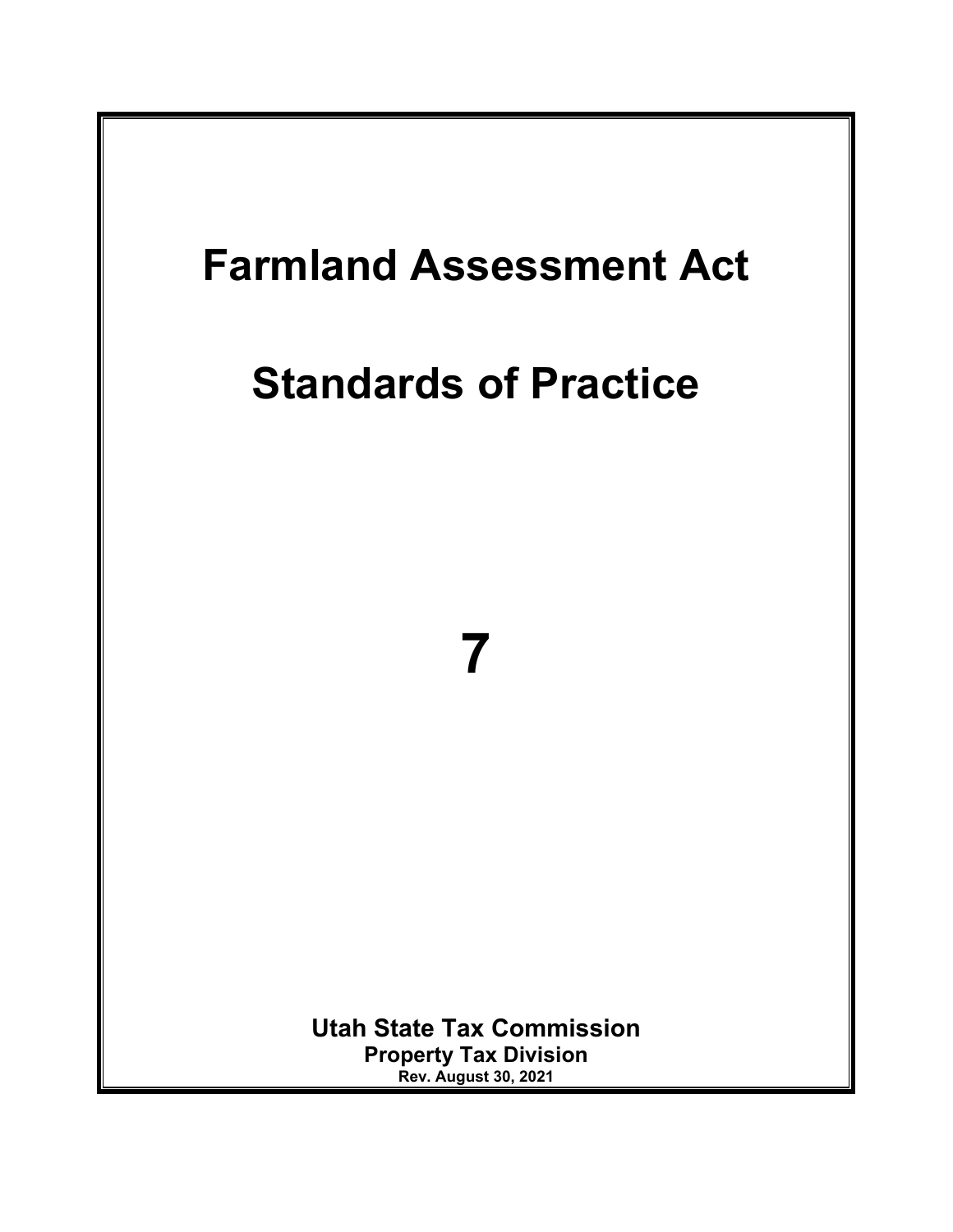# Farmland Assessment Act

# Standards of Practice

# 7

**Utah State Tax Commission**

**Property Tax Division**

**Rev. August 30, 2021**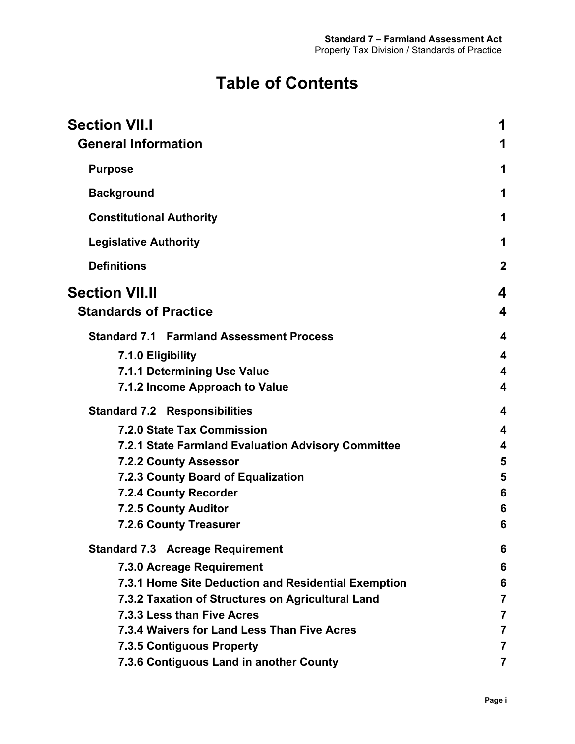# Table of Contents

**Section VII.I** 1

**General Information** 1

**Purpose** 1

**Background** 1

**Constitutional Authority** 1

**Legislative Authority** 1

**Definitions** 2

**Section VII.II** 4

**Standards of Practice** 4

**Standard 7.1 Farmland Assessment Process** 4

- **7.1.0 Eligibility** 4
- **7.1.1 Determining Use Value** 4
- **7.1.2 Income Approach to Value** 4

**Standard 7.2 Responsibilities** 4

- **7.2.0 State Tax Commission** 4
- **7.2.1 State Farmland Evaluation Advisory Committee** 4
- **7.2.2 County Assessor** 5
- **7.2.3 County Board of Equalization** 5
- **7.2.4 County Recorder** 6
- **7.2.5 County Auditor** 6
- **7.2.6 County Treasurer** 6

**Standard 7.3 Acreage Requirement** 6

- **7.3.0 Acreage Requirement** 6
- **7.3.1 Home Site Deduction and Residential Exemption** 6
- **7.3.2 Taxation of Structures on Agricultural Land** 7
- **7.3.3 Less than Five Acres** 7
- **7.3.4 Waivers for Land Less Than Five Acres** 7
- **7.3.5 Contiguous Property** 7
- **7.3.6 Contiguous Land in another County** 7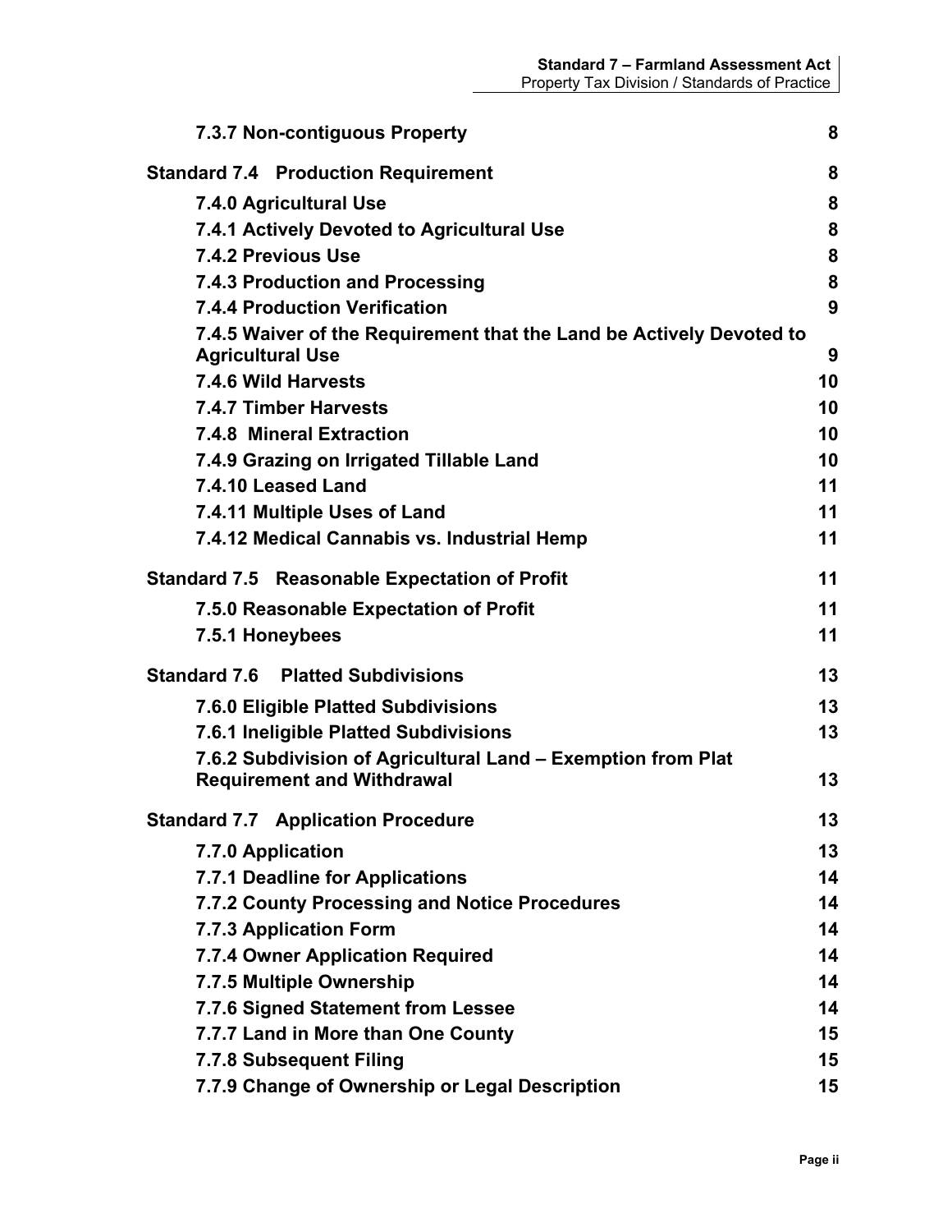**7.3.7 Non-contiguous Property** 8

**Standard 7.4 Production Requirement** 8

- **7.4.0 Agricultural Use** 8
- **7.4.1 Actively Devoted to Agricultural Use** 8
- **7.4.2 Previous Use** 8
- **7.4.3 Production and Processing** 8
- **7.4.4 Production Verification** 9
- **7.4.5 Waiver of the Requirement that the Land be Actively Devoted to Agricultural Use** 9
- **7.4.6 Wild Harvests** 10
- **7.4.7 Timber Harvests** 10
- **7.4.8 Mineral Extraction** 10
- **7.4.9 Grazing on Irrigated Tillable Land** 10
- **7.4.10 Leased Land** 11
- **7.4.11 Multiple Uses of Land** 11
- **7.4.12 Medical Cannabis vs. Industrial Hemp** 11

**Standard 7.5 Reasonable Expectation of Profit** 11

- **7.5.0 Reasonable Expectation of Profit** 11
- **7.5.1 Honeybees** 11

**Standard 7.6 Platted Subdivisions** 13

- **7.6.0 Eligible Platted Subdivisions** 13
- **7.6.1 Ineligible Platted Subdivisions** 13
- **7.6.2 Subdivision of Agricultural Land – Exemption from Plat Requirement and Withdrawal** 13

**Standard 7.7 Application Procedure** 13

- **7.7.0 Application** 13
- **7.7.1 Deadline for Applications** 14
- **7.7.2 County Processing and Notice Procedures** 14
- **7.7.3 Application Form** 14
- **7.7.4 Owner Application Required** 14
- **7.7.5 Multiple Ownership** 14
- **7.7.6 Signed Statement from Lessee** 14
- **7.7.7 Land in More than One County** 15
- **7.7.8 Subsequent Filing** 15
- **7.7.9 Change of Ownership or Legal Description** 15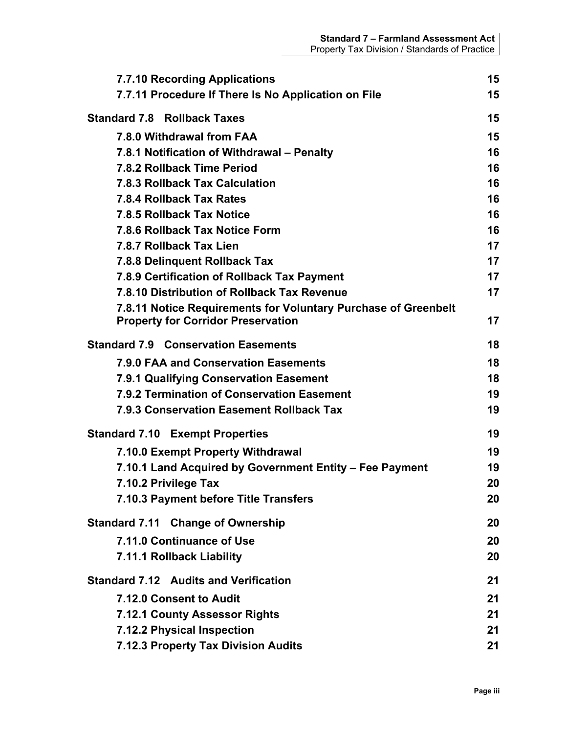7.7.10 Recording Applications 15

7.7.11 Procedure If There Is No Application on File 15

**Standard 7.8 Rollback Taxes** 15

- 7.8.0 Withdrawal from FAA 15
- 7.8.1 Notification of Withdrawal – Penalty 16
- 7.8.2 Rollback Time Period 16
- 7.8.3 Rollback Tax Calculation 16
- 7.8.4 Rollback Tax Rates 16
- 7.8.5 Rollback Tax Notice 16
- 7.8.6 Rollback Tax Notice Form 16
- 7.8.7 Rollback Tax Lien 17
- 7.8.8 Delinquent Rollback Tax 17
- 7.8.9 Certification of Rollback Tax Payment 17
- 7.8.10 Distribution of Rollback Tax Revenue 17
- 7.8.11 Notice Requirements for Voluntary Purchase of Greenbelt Property for Corridor Preservation 17

**Standard 7.9 Conservation Easements** 18

- 7.9.0 FAA and Conservation Easements 18
- 7.9.1 Qualifying Conservation Easement 18
- 7.9.2 Termination of Conservation Easement 19
- 7.9.3 Conservation Easement Rollback Tax 19

**Standard 7.10 Exempt Properties** 19

- 7.10.0 Exempt Property Withdrawal 19
- 7.10.1 Land Acquired by Government Entity – Fee Payment 19
- 7.10.2 Privilege Tax 20
- 7.10.3 Payment before Title Transfers 20

**Standard 7.11 Change of Ownership** 20

- 7.11.0 Continuance of Use 20
- 7.11.1 Rollback Liability 20

**Standard 7.12 Audits and Verification** 21

- 7.12.0 Consent to Audit 21
- 7.12.1 County Assessor Rights 21
- 7.12.2 Physical Inspection 21
- 7.12.3 Property Tax Division Audits 21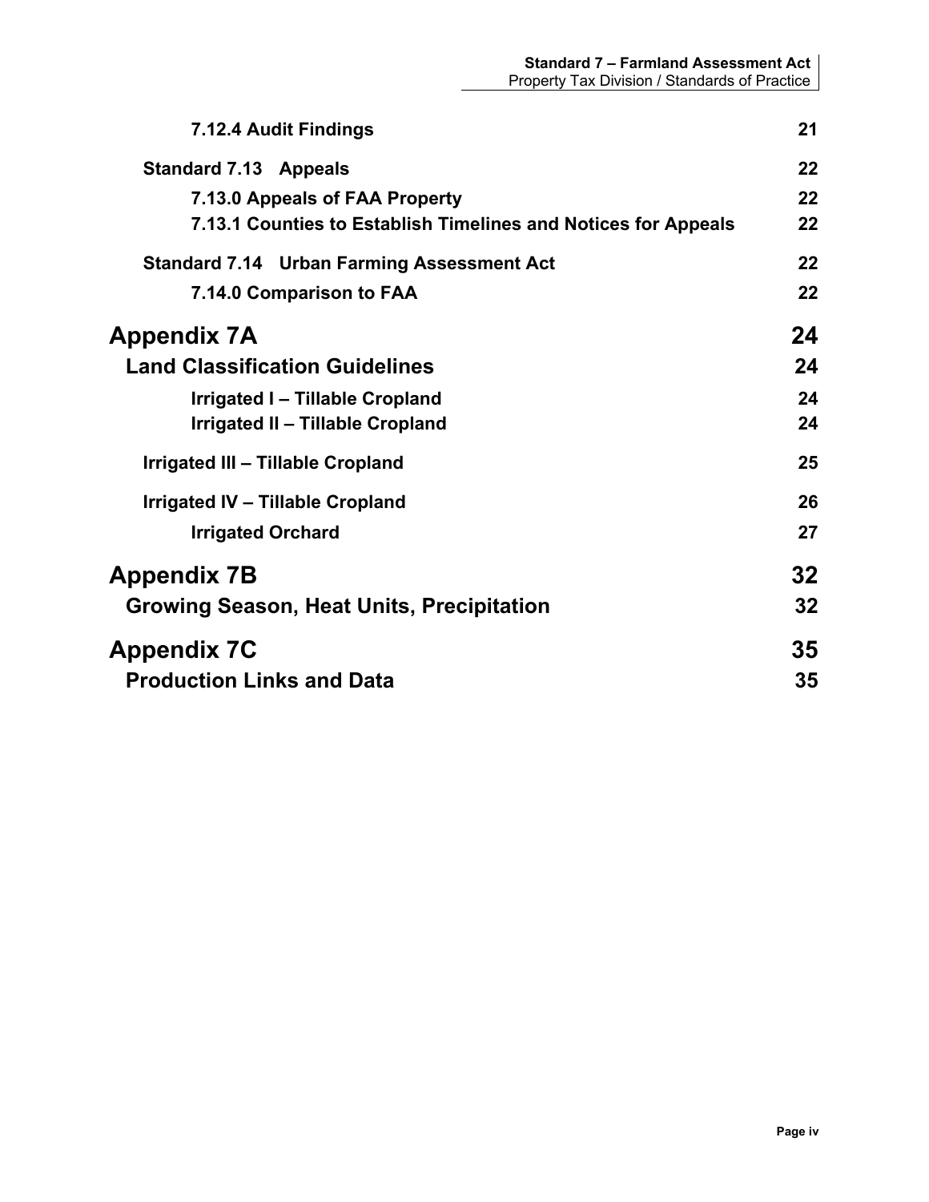7.12.4 Audit Findings 21

Standard 7.13 Appeals 22

7.13.0 Appeals of FAA Property 22

7.13.1 Counties to Establish Timelines and Notices for Appeals 22

Standard 7.14 Urban Farming Assessment Act 22

7.14.0 Comparison to FAA 22

Appendix 7A 24

Land Classification Guidelines 24

Irrigated I – Tillable Cropland 24

Irrigated II – Tillable Cropland 24

Irrigated III – Tillable Cropland 25

Irrigated IV – Tillable Cropland 26

Irrigated Orchard 27

Appendix 7B 32

Growing Season, Heat Units, Precipitation 32

Appendix 7C 35

Production Links and Data 35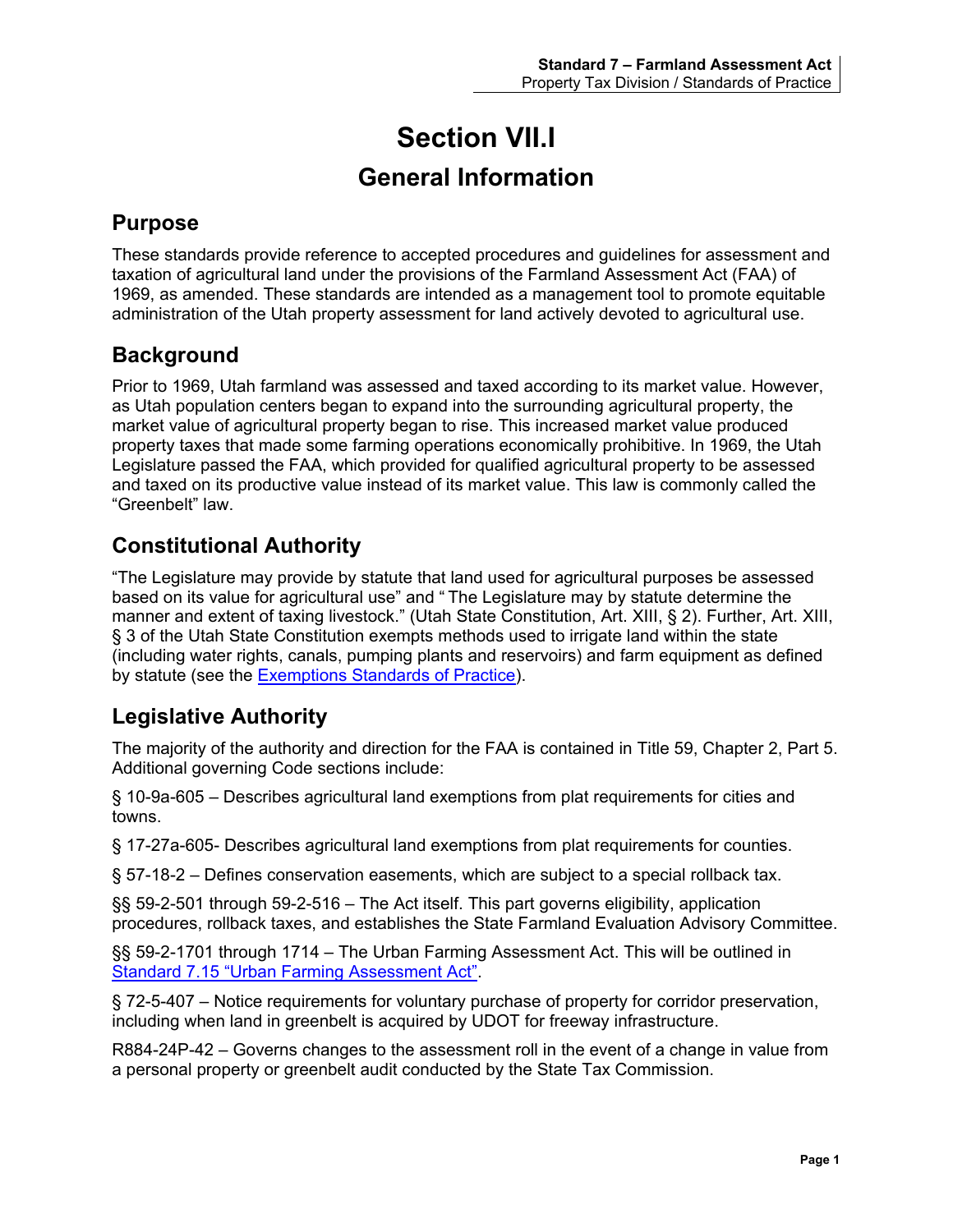# Section VII.I

## General Information

### Purpose

These standards provide reference to accepted procedures and guidelines for assessment and taxation of agricultural land under the provisions of the Farmland Assessment Act (FAA) of 1969, as amended. These standards are intended as a management tool to promote equitable administration of the Utah property assessment for land actively devoted to agricultural use.

### Background

Prior to 1969, Utah farmland was assessed and taxed according to its market value. However, as Utah population centers began to expand into the surrounding agricultural property, the market value of agricultural property began to rise. This increased market value produced property taxes that made some farming operations economically prohibitive. In 1969, the Utah Legislature passed the FAA, which provided for qualified agricultural property to be assessed and taxed on its productive value instead of its market value. This law is commonly called the "Greenbelt" law.

### Constitutional Authority

"The Legislature may provide by statute that land used for agricultural purposes be assessed based on its value for agricultural use" and " The Legislature may by statute determine the manner and extent of taxing livestock." (Utah State Constitution, Art. XIII, § 2). Further, Art. XIII, § 3 of the Utah State Constitution exempts methods used to irrigate land within the state (including water rights, canals, pumping plants and reservoirs) and farm equipment as defined by statute (see the Exemptions Standards of Practice).

### Legislative Authority

The majority of the authority and direction for the FAA is contained in Title 59, Chapter 2, Part 5. Additional governing Code sections include:

§ 10-9a-605 – Describes agricultural land exemptions from plat requirements for cities and towns.

§ 17-27a-605- Describes agricultural land exemptions from plat requirements for counties.

§ 57-18-2 – Defines conservation easements, which are subject to a special rollback tax.

§§ 59-2-501 through 59-2-516 – The Act itself. This part governs eligibility, application procedures, rollback taxes, and establishes the State Farmland Evaluation Advisory Committee.

§§ 59-2-1701 through 1714 – The Urban Farming Assessment Act. This will be outlined in Standard 7.15 "Urban Farming Assessment Act".

§ 72-5-407 – Notice requirements for voluntary purchase of property for corridor preservation, including when land in greenbelt is acquired by UDOT for freeway infrastructure.

R884-24P-42 – Governs changes to the assessment roll in the event of a change in value from a personal property or greenbelt audit conducted by the State Tax Commission.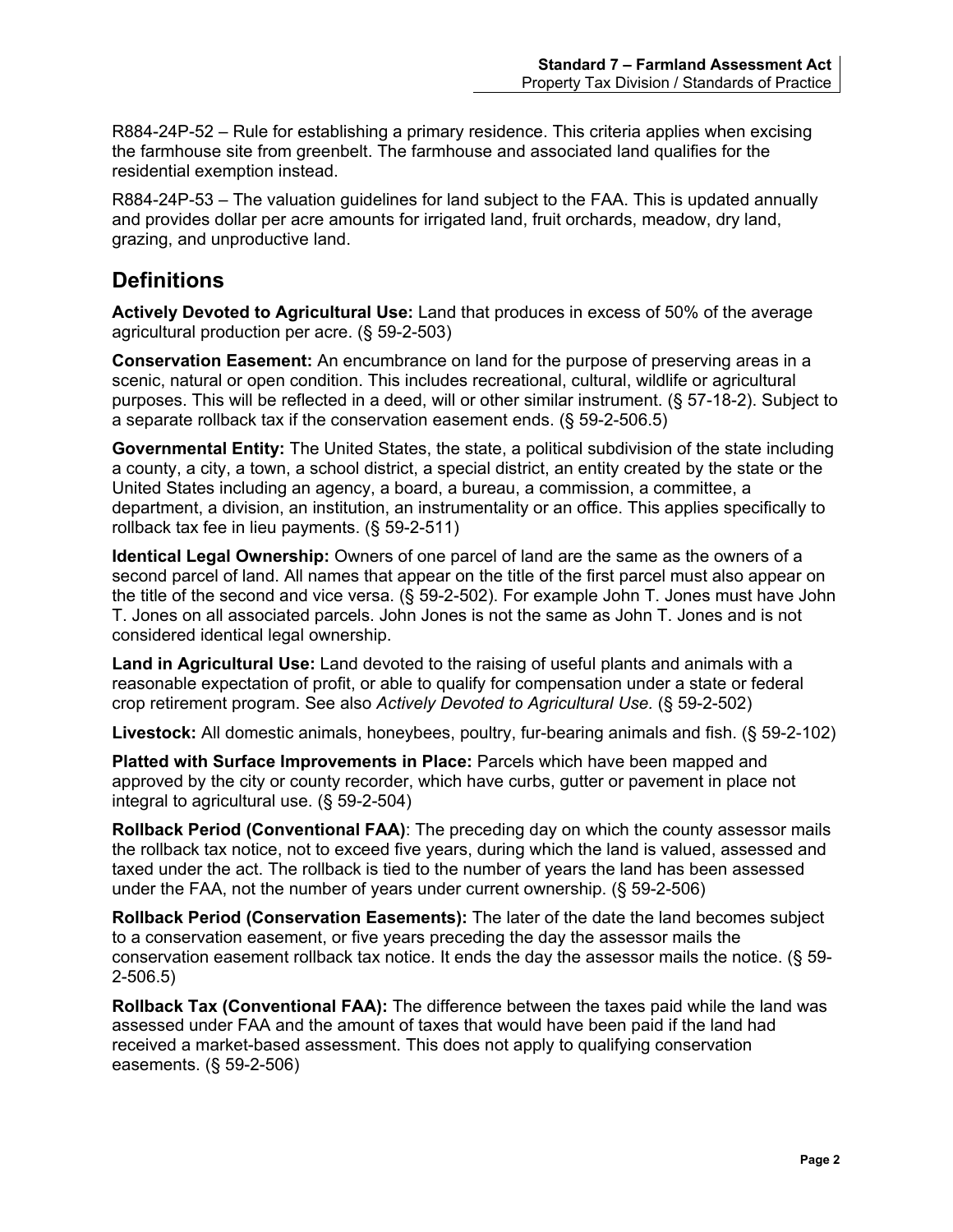R884-24P-52 – Rule for establishing a primary residence. This criteria applies when excising the farmhouse site from greenbelt. The farmhouse and associated land qualifies for the residential exemption instead.

R884-24P-53 – The valuation guidelines for land subject to the FAA. This is updated annually and provides dollar per acre amounts for irrigated land, fruit orchards, meadow, dry land, grazing, and unproductive land.

## Definitions

**Actively Devoted to Agricultural Use:** Land that produces in excess of 50% of the average agricultural production per acre. (§ 59-2-503)

**Conservation Easement:** An encumbrance on land for the purpose of preserving areas in a scenic, natural or open condition. This includes recreational, cultural, wildlife or agricultural purposes. This will be reflected in a deed, will or other similar instrument. (§ 57-18-2). Subject to a separate rollback tax if the conservation easement ends. (§ 59-2-506.5)

**Governmental Entity:** The United States, the state, a political subdivision of the state including a county, a city, a town, a school district, a special district, an entity created by the state or the United States including an agency, a board, a bureau, a commission, a committee, a department, a division, an institution, an instrumentality or an office. This applies specifically to rollback tax fee in lieu payments. (§ 59-2-511)

**Identical Legal Ownership:** Owners of one parcel of land are the same as the owners of a second parcel of land. All names that appear on the title of the first parcel must also appear on the title of the second and vice versa. (§ 59-2-502). For example John T. Jones must have John T. Jones on all associated parcels. John Jones is not the same as John T. Jones and is not considered identical legal ownership.

**Land in Agricultural Use:** Land devoted to the raising of useful plants and animals with a reasonable expectation of profit, or able to qualify for compensation under a state or federal crop retirement program. See also *Actively Devoted to Agricultural Use.* (§ 59-2-502)

**Livestock:** All domestic animals, honeybees, poultry, fur-bearing animals and fish. (§ 59-2-102)

**Platted with Surface Improvements in Place:** Parcels which have been mapped and approved by the city or county recorder, which have curbs, gutter or pavement in place not integral to agricultural use. (§ 59-2-504)

**Rollback Period (Conventional FAA)**: The preceding day on which the county assessor mails the rollback tax notice, not to exceed five years, during which the land is valued, assessed and taxed under the act. The rollback is tied to the number of years the land has been assessed under the FAA, not the number of years under current ownership. (§ 59-2-506)

**Rollback Period (Conservation Easements):** The later of the date the land becomes subject to a conservation easement, or five years preceding the day the assessor mails the conservation easement rollback tax notice. It ends the day the assessor mails the notice. (§ 59-2-506.5)

**Rollback Tax (Conventional FAA):** The difference between the taxes paid while the land was assessed under FAA and the amount of taxes that would have been paid if the land had received a market-based assessment. This does not apply to qualifying conservation easements. (§ 59-2-506)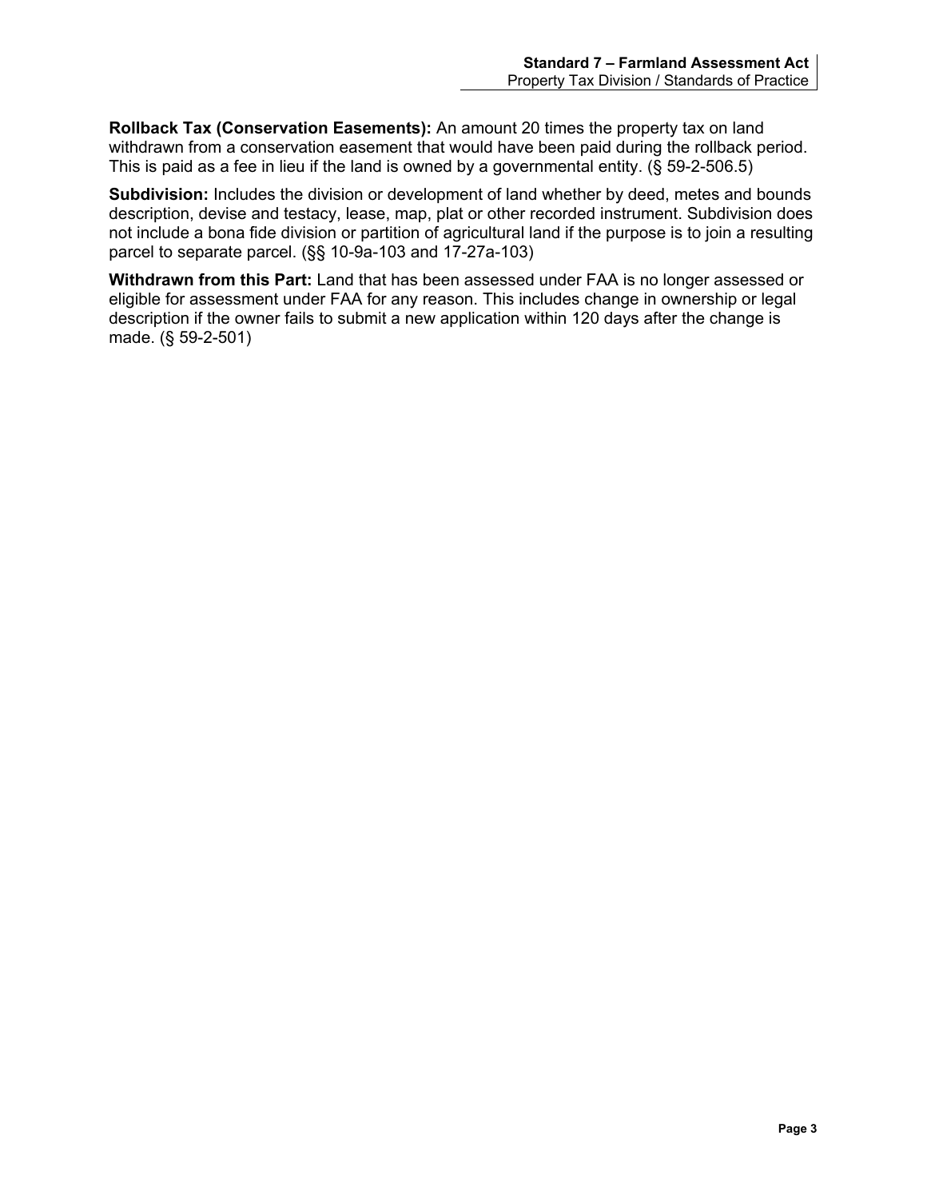**Rollback Tax (Conservation Easements):** An amount 20 times the property tax on land withdrawn from a conservation easement that would have been paid during the rollback period. This is paid as a fee in lieu if the land is owned by a governmental entity. (§ 59-2-506.5)

**Subdivision:** Includes the division or development of land whether by deed, metes and bounds description, devise and testacy, lease, map, plat or other recorded instrument. Subdivision does not include a bona fide division or partition of agricultural land if the purpose is to join a resulting parcel to separate parcel. (§§ 10-9a-103 and 17-27a-103)

**Withdrawn from this Part:** Land that has been assessed under FAA is no longer assessed or eligible for assessment under FAA for any reason. This includes change in ownership or legal description if the owner fails to submit a new application within 120 days after the change is made. (§ 59-2-501)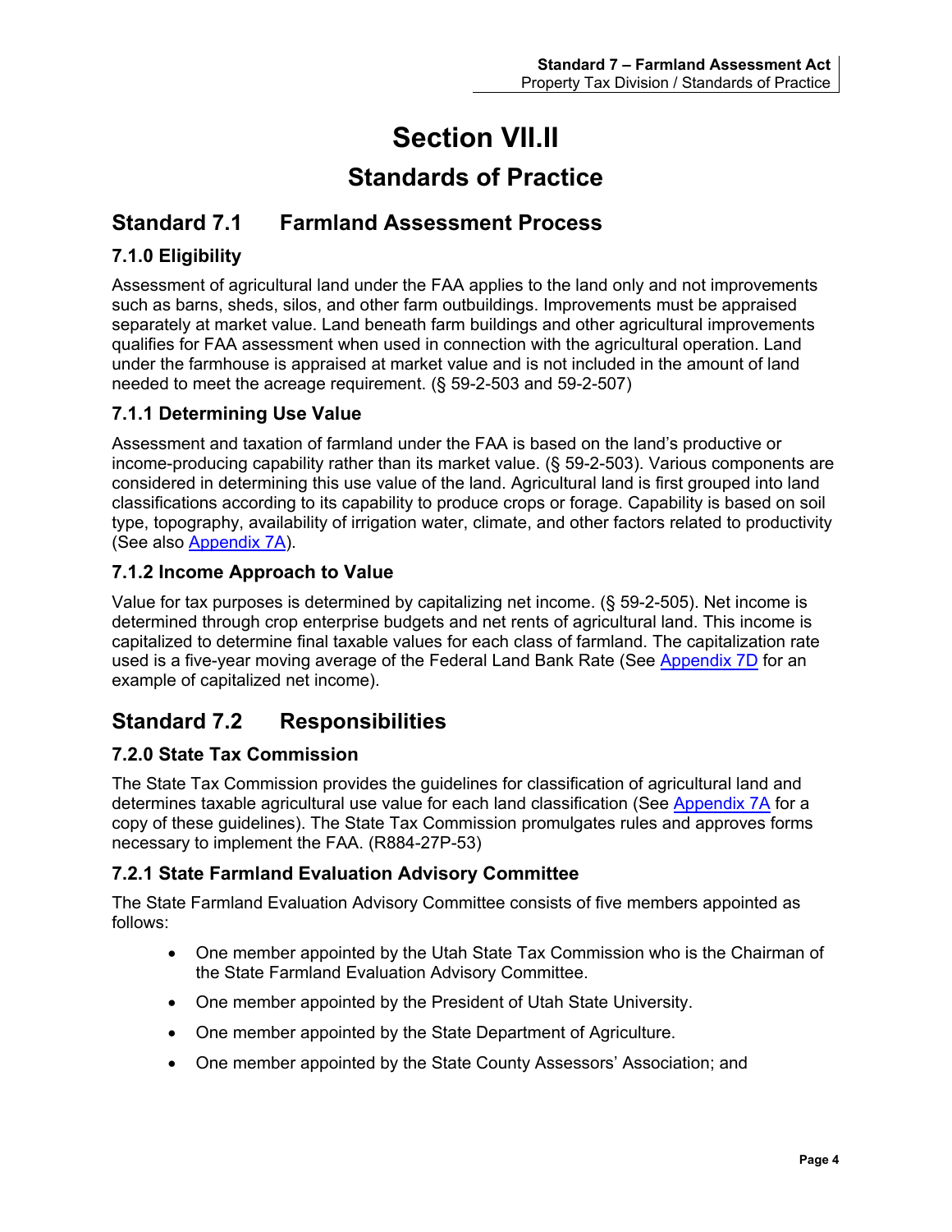# Section VII.II

## Standards of Practice

## Standard 7.1 Farmland Assessment Process

### 7.1.0 Eligibility

Assessment of agricultural land under the FAA applies to the land only and not improvements such as barns, sheds, silos, and other farm outbuildings. Improvements must be appraised separately at market value. Land beneath farm buildings and other agricultural improvements qualifies for FAA assessment when used in connection with the agricultural operation. Land under the farmhouse is appraised at market value and is not included in the amount of land needed to meet the acreage requirement. (§ 59-2-503 and 59-2-507)

### 7.1.1 Determining Use Value

Assessment and taxation of farmland under the FAA is based on the land's productive or income-producing capability rather than its market value. (§ 59-2-503). Various components are considered in determining this use value of the land. Agricultural land is first grouped into land classifications according to its capability to produce crops or forage. Capability is based on soil type, topography, availability of irrigation water, climate, and other factors related to productivity (See also Appendix 7A).

### 7.1.2 Income Approach to Value

Value for tax purposes is determined by capitalizing net income. (§ 59-2-505). Net income is determined through crop enterprise budgets and net rents of agricultural land. This income is capitalized to determine final taxable values for each class of farmland. The capitalization rate used is a five-year moving average of the Federal Land Bank Rate (See Appendix 7D for an example of capitalized net income).

## Standard 7.2 Responsibilities

### 7.2.0 State Tax Commission

The State Tax Commission provides the guidelines for classification of agricultural land and determines taxable agricultural use value for each land classification (See Appendix 7A for a copy of these guidelines). The State Tax Commission promulgates rules and approves forms necessary to implement the FAA. (R884-27P-53)

### 7.2.1 State Farmland Evaluation Advisory Committee

The State Farmland Evaluation Advisory Committee consists of five members appointed as follows:

- One member appointed by the Utah State Tax Commission who is the Chairman of the State Farmland Evaluation Advisory Committee.
- One member appointed by the President of Utah State University.
- One member appointed by the State Department of Agriculture.
- One member appointed by the State County Assessors' Association; and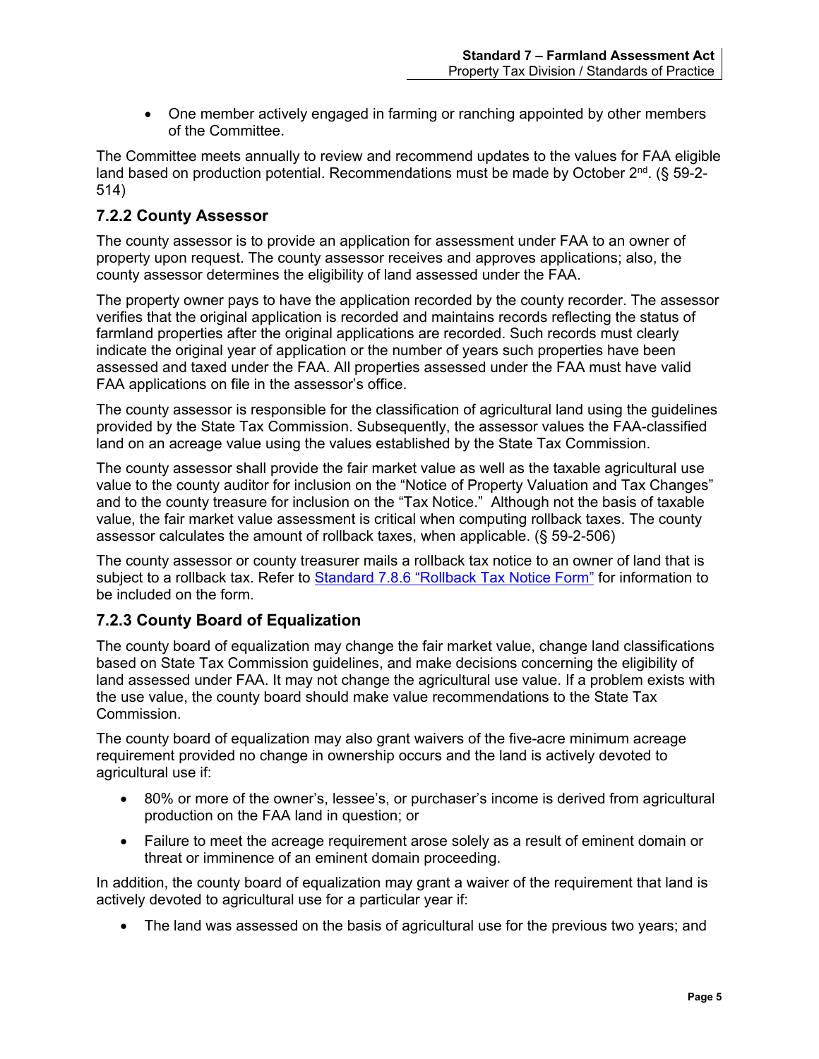- One member actively engaged in farming or ranching appointed by other members of the Committee.

The Committee meets annually to review and recommend updates to the values for FAA eligible land based on production potential. Recommendations must be made by October 2nd. (§ 59-2-514)

### 7.2.2 County Assessor

The county assessor is to provide an application for assessment under FAA to an owner of property upon request. The county assessor receives and approves applications; also, the county assessor determines the eligibility of land assessed under the FAA.

The property owner pays to have the application recorded by the county recorder. The assessor verifies that the original application is recorded and maintains records reflecting the status of farmland properties after the original applications are recorded. Such records must clearly indicate the original year of application or the number of years such properties have been assessed and taxed under the FAA. All properties assessed under the FAA must have valid FAA applications on file in the assessor's office.

The county assessor is responsible for the classification of agricultural land using the guidelines provided by the State Tax Commission. Subsequently, the assessor values the FAA-classified land on an acreage value using the values established by the State Tax Commission.

The county assessor shall provide the fair market value as well as the taxable agricultural use value to the county auditor for inclusion on the "Notice of Property Valuation and Tax Changes" and to the county treasure for inclusion on the "Tax Notice." Although not the basis of taxable value, the fair market value assessment is critical when computing rollback taxes. The county assessor calculates the amount of rollback taxes, when applicable. (§ 59-2-506)

The county assessor or county treasurer mails a rollback tax notice to an owner of land that is subject to a rollback tax. Refer to Standard 7.8.6 "Rollback Tax Notice Form" for information to be included on the form.

### 7.2.3 County Board of Equalization

The county board of equalization may change the fair market value, change land classifications based on State Tax Commission guidelines, and make decisions concerning the eligibility of land assessed under FAA. It may not change the agricultural use value. If a problem exists with the use value, the county board should make value recommendations to the State Tax Commission.

The county board of equalization may also grant waivers of the five-acre minimum acreage requirement provided no change in ownership occurs and the land is actively devoted to agricultural use if:

- 80% or more of the owner's, lessee's, or purchaser's income is derived from agricultural production on the FAA land in question; or
- Failure to meet the acreage requirement arose solely as a result of eminent domain or threat or imminence of an eminent domain proceeding.

In addition, the county board of equalization may grant a waiver of the requirement that land is actively devoted to agricultural use for a particular year if:

- The land was assessed on the basis of agricultural use for the previous two years; and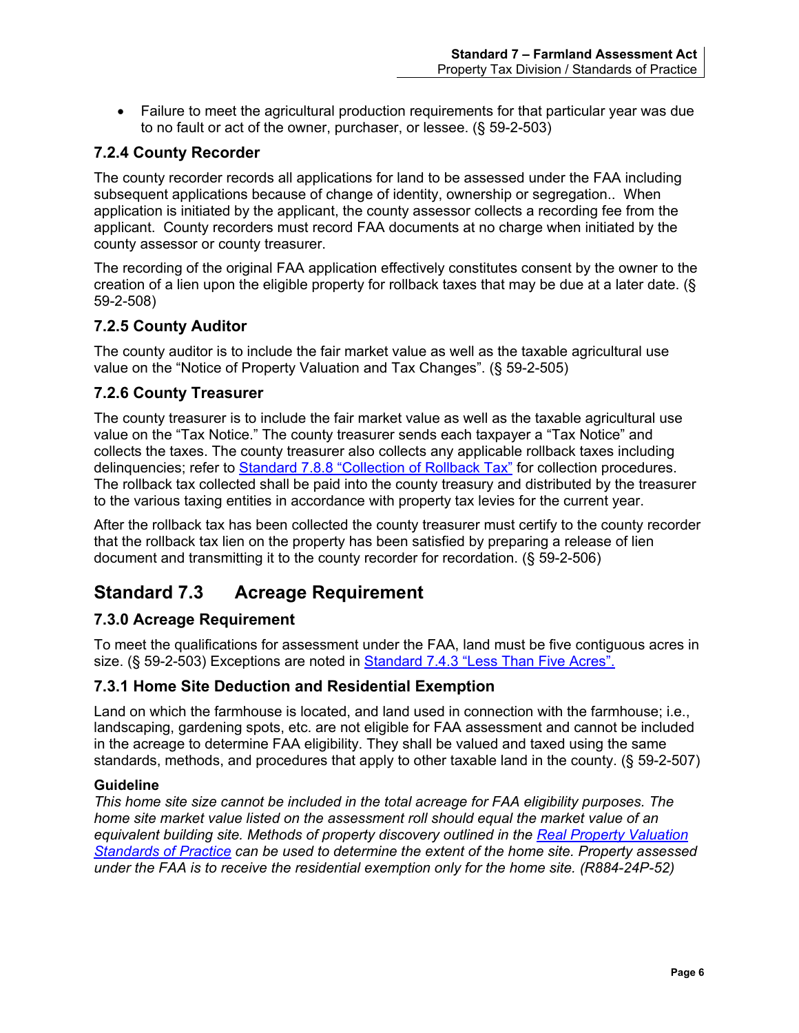- Failure to meet the agricultural production requirements for that particular year was due to no fault or act of the owner, purchaser, or lessee. (§ 59-2-503)

### 7.2.4 County Recorder

The county recorder records all applications for land to be assessed under the FAA including subsequent applications because of change of identity, ownership or segregation.. When application is initiated by the applicant, the county assessor collects a recording fee from the applicant. County recorders must record FAA documents at no charge when initiated by the county assessor or county treasurer.

The recording of the original FAA application effectively constitutes consent by the owner to the creation of a lien upon the eligible property for rollback taxes that may be due at a later date. (§ 59-2-508)

### 7.2.5 County Auditor

The county auditor is to include the fair market value as well as the taxable agricultural use value on the "Notice of Property Valuation and Tax Changes". (§ 59-2-505)

### 7.2.6 County Treasurer

The county treasurer is to include the fair market value as well as the taxable agricultural use value on the "Tax Notice." The county treasurer sends each taxpayer a "Tax Notice" and collects the taxes. The county treasurer also collects any applicable rollback taxes including delinquencies; refer to Standard 7.8.8 "Collection of Rollback Tax" for collection procedures. The rollback tax collected shall be paid into the county treasury and distributed by the treasurer to the various taxing entities in accordance with property tax levies for the current year.

After the rollback tax has been collected the county treasurer must certify to the county recorder that the rollback tax lien on the property has been satisfied by preparing a release of lien document and transmitting it to the county recorder for recordation. (§ 59-2-506)

## Standard 7.3 Acreage Requirement

### 7.3.0 Acreage Requirement

To meet the qualifications for assessment under the FAA, land must be five contiguous acres in size. (§ 59-2-503) Exceptions are noted in Standard 7.4.3 "Less Than Five Acres".

### 7.3.1 Home Site Deduction and Residential Exemption

Land on which the farmhouse is located, and land used in connection with the farmhouse; i.e., landscaping, gardening spots, etc. are not eligible for FAA assessment and cannot be included in the acreage to determine FAA eligibility. They shall be valued and taxed using the same standards, methods, and procedures that apply to other taxable land in the county. (§ 59-2-507)

**Guideline**

*This home site size cannot be included in the total acreage for FAA eligibility purposes. The home site market value listed on the assessment roll should equal the market value of an equivalent building site. Methods of property discovery outlined in the Real Property Valuation Standards of Practice can be used to determine the extent of the home site. Property assessed under the FAA is to receive the residential exemption only for the home site. (R884-24P-52)*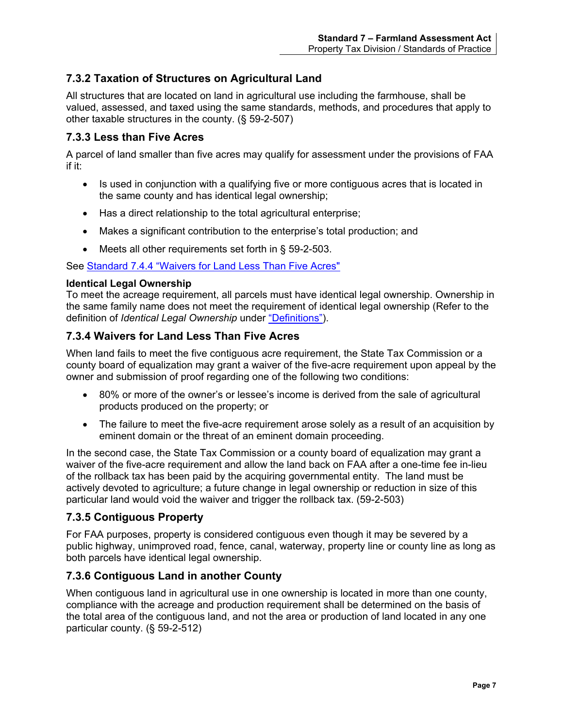### 7.3.2 Taxation of Structures on Agricultural Land

All structures that are located on land in agricultural use including the farmhouse, shall be valued, assessed, and taxed using the same standards, methods, and procedures that apply to other taxable structures in the county. (§ 59-2-507)

### 7.3.3 Less than Five Acres

A parcel of land smaller than five acres may qualify for assessment under the provisions of FAA if it:

- Is used in conjunction with a qualifying five or more contiguous acres that is located in the same county and has identical legal ownership;
- Has a direct relationship to the total agricultural enterprise;
- Makes a significant contribution to the enterprise's total production; and
- Meets all other requirements set forth in § 59-2-503.

See Standard 7.4.4 "Waivers for Land Less Than Five Acres"

**Identical Legal Ownership**
To meet the acreage requirement, all parcels must have identical legal ownership. Ownership in the same family name does not meet the requirement of identical legal ownership (Refer to the definition of *Identical Legal Ownership* under "Definitions").

### 7.3.4 Waivers for Land Less Than Five Acres

When land fails to meet the five contiguous acre requirement, the State Tax Commission or a county board of equalization may grant a waiver of the five-acre requirement upon appeal by the owner and submission of proof regarding one of the following two conditions:

- 80% or more of the owner's or lessee's income is derived from the sale of agricultural products produced on the property; or
- The failure to meet the five-acre requirement arose solely as a result of an acquisition by eminent domain or the threat of an eminent domain proceeding.

In the second case, the State Tax Commission or a county board of equalization may grant a waiver of the five-acre requirement and allow the land back on FAA after a one-time fee in-lieu of the rollback tax has been paid by the acquiring governmental entity. The land must be actively devoted to agriculture; a future change in legal ownership or reduction in size of this particular land would void the waiver and trigger the rollback tax. (59-2-503)

### 7.3.5 Contiguous Property

For FAA purposes, property is considered contiguous even though it may be severed by a public highway, unimproved road, fence, canal, waterway, property line or county line as long as both parcels have identical legal ownership.

### 7.3.6 Contiguous Land in another County

When contiguous land in agricultural use in one ownership is located in more than one county, compliance with the acreage and production requirement shall be determined on the basis of the total area of the contiguous land, and not the area or production of land located in any one particular county. (§ 59-2-512)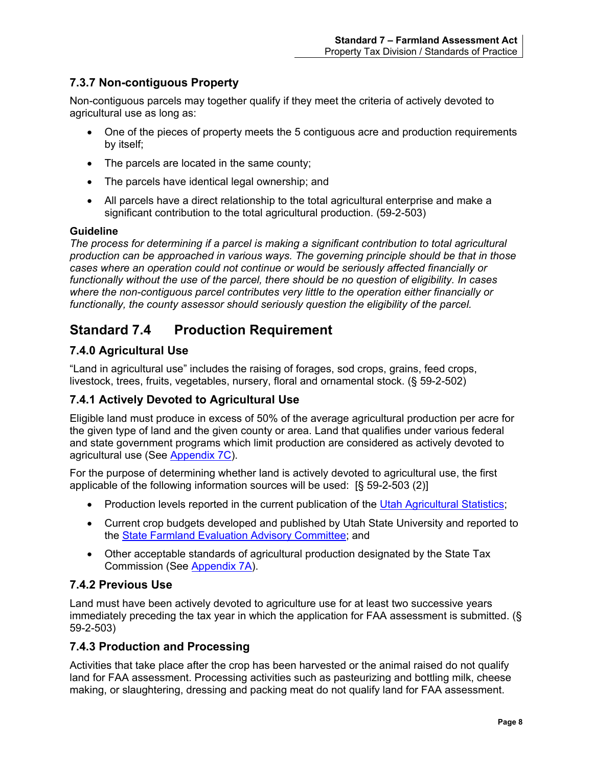### 7.3.7 Non-contiguous Property

Non-contiguous parcels may together qualify if they meet the criteria of actively devoted to agricultural use as long as:

- One of the pieces of property meets the 5 contiguous acre and production requirements by itself;
- The parcels are located in the same county;
- The parcels have identical legal ownership; and
- All parcels have a direct relationship to the total agricultural enterprise and make a significant contribution to the total agricultural production. (59-2-503)

**Guideline**

*The process for determining if a parcel is making a significant contribution to total agricultural production can be approached in various ways. The governing principle should be that in those cases where an operation could not continue or would be seriously affected financially or functionally without the use of the parcel, there should be no question of eligibility. In cases where the non-contiguous parcel contributes very little to the operation either financially or functionally, the county assessor should seriously question the eligibility of the parcel.*

## Standard 7.4 Production Requirement

### 7.4.0 Agricultural Use

"Land in agricultural use" includes the raising of forages, sod crops, grains, feed crops, livestock, trees, fruits, vegetables, nursery, floral and ornamental stock. (§ 59-2-502)

### 7.4.1 Actively Devoted to Agricultural Use

Eligible land must produce in excess of 50% of the average agricultural production per acre for the given type of land and the given county or area. Land that qualifies under various federal and state government programs which limit production are considered as actively devoted to agricultural use (See Appendix 7C).

For the purpose of determining whether land is actively devoted to agricultural use, the first applicable of the following information sources will be used: [§ 59-2-503 (2)]

- Production levels reported in the current publication of the Utah Agricultural Statistics;
- Current crop budgets developed and published by Utah State University and reported to the State Farmland Evaluation Advisory Committee; and
- Other acceptable standards of agricultural production designated by the State Tax Commission (See Appendix 7A).

### 7.4.2 Previous Use

Land must have been actively devoted to agriculture use for at least two successive years immediately preceding the tax year in which the application for FAA assessment is submitted. (§ 59-2-503)

### 7.4.3 Production and Processing

Activities that take place after the crop has been harvested or the animal raised do not qualify land for FAA assessment. Processing activities such as pasteurizing and bottling milk, cheese making, or slaughtering, dressing and packing meat do not qualify land for FAA assessment.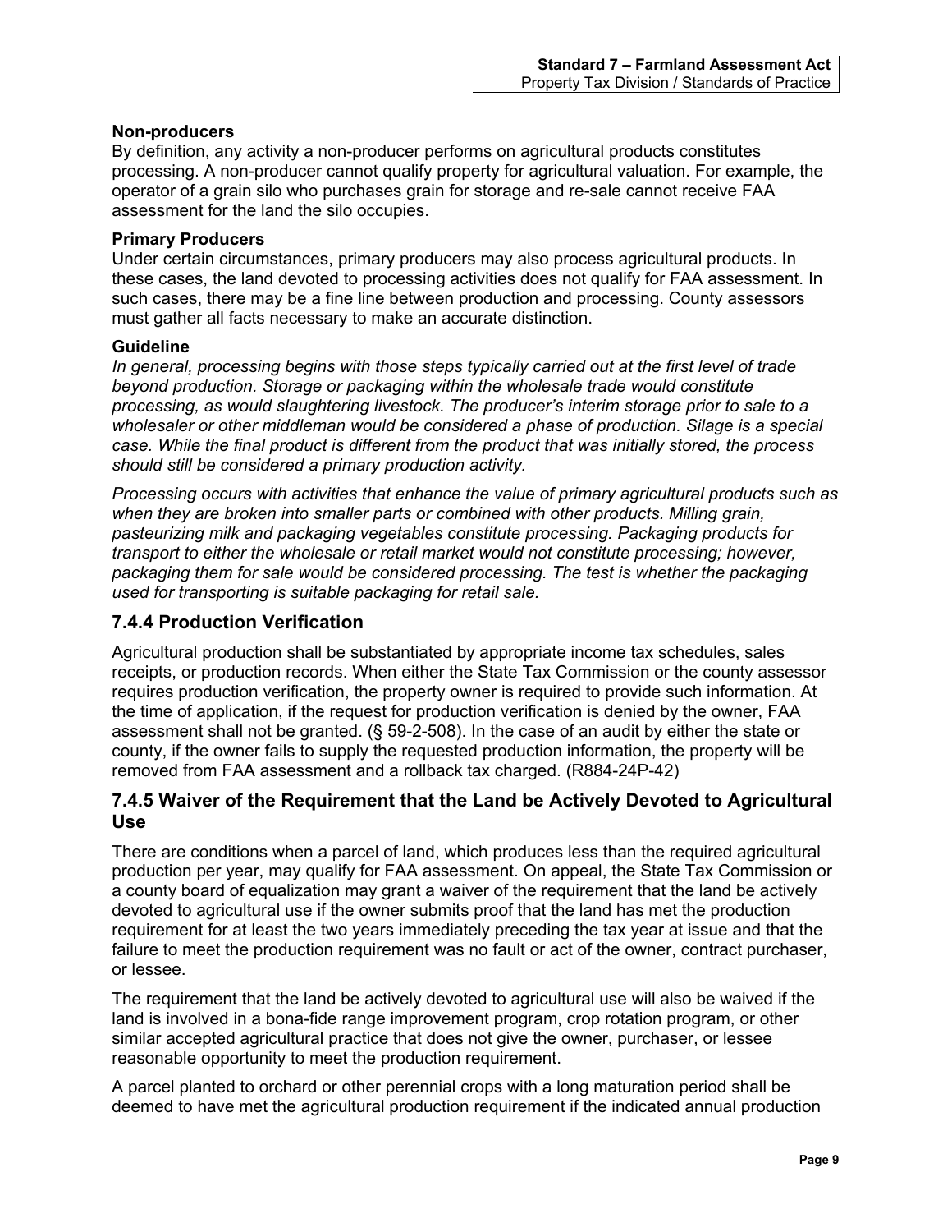**Non-producers**

By definition, any activity a non-producer performs on agricultural products constitutes processing. A non-producer cannot qualify property for agricultural valuation. For example, the operator of a grain silo who purchases grain for storage and re-sale cannot receive FAA assessment for the land the silo occupies.

**Primary Producers**

Under certain circumstances, primary producers may also process agricultural products. In these cases, the land devoted to processing activities does not qualify for FAA assessment. In such cases, there may be a fine line between production and processing. County assessors must gather all facts necessary to make an accurate distinction.

**Guideline**

*In general, processing begins with those steps typically carried out at the first level of trade beyond production. Storage or packaging within the wholesale trade would constitute processing, as would slaughtering livestock. The producer's interim storage prior to sale to a wholesaler or other middleman would be considered a phase of production. Silage is a special case. While the final product is different from the product that was initially stored, the process should still be considered a primary production activity.*

*Processing occurs with activities that enhance the value of primary agricultural products such as when they are broken into smaller parts or combined with other products. Milling grain, pasteurizing milk and packaging vegetables constitute processing. Packaging products for transport to either the wholesale or retail market would not constitute processing; however, packaging them for sale would be considered processing. The test is whether the packaging used for transporting is suitable packaging for retail sale.*

## 7.4.4 Production Verification

Agricultural production shall be substantiated by appropriate income tax schedules, sales receipts, or production records. When either the State Tax Commission or the county assessor requires production verification, the property owner is required to provide such information. At the time of application, if the request for production verification is denied by the owner, FAA assessment shall not be granted. (§ 59-2-508). In the case of an audit by either the state or county, if the owner fails to supply the requested production information, the property will be removed from FAA assessment and a rollback tax charged. (R884-24P-42)

## 7.4.5 Waiver of the Requirement that the Land be Actively Devoted to Agricultural Use

There are conditions when a parcel of land, which produces less than the required agricultural production per year, may qualify for FAA assessment. On appeal, the State Tax Commission or a county board of equalization may grant a waiver of the requirement that the land be actively devoted to agricultural use if the owner submits proof that the land has met the production requirement for at least the two years immediately preceding the tax year at issue and that the failure to meet the production requirement was no fault or act of the owner, contract purchaser, or lessee.

The requirement that the land be actively devoted to agricultural use will also be waived if the land is involved in a bona-fide range improvement program, crop rotation program, or other similar accepted agricultural practice that does not give the owner, purchaser, or lessee reasonable opportunity to meet the production requirement.

A parcel planted to orchard or other perennial crops with a long maturation period shall be deemed to have met the agricultural production requirement if the indicated annual production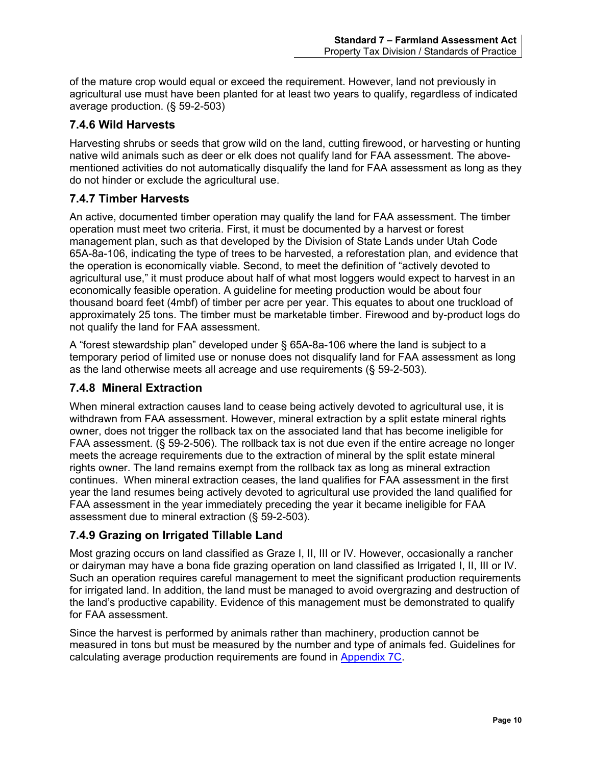of the mature crop would equal or exceed the requirement. However, land not previously in agricultural use must have been planted for at least two years to qualify, regardless of indicated average production. (§ 59-2-503)

### 7.4.6 Wild Harvests

Harvesting shrubs or seeds that grow wild on the land, cutting firewood, or harvesting or hunting native wild animals such as deer or elk does not qualify land for FAA assessment. The above-mentioned activities do not automatically disqualify the land for FAA assessment as long as they do not hinder or exclude the agricultural use.

### 7.4.7 Timber Harvests

An active, documented timber operation may qualify the land for FAA assessment. The timber operation must meet two criteria. First, it must be documented by a harvest or forest management plan, such as that developed by the Division of State Lands under Utah Code 65A-8a-106, indicating the type of trees to be harvested, a reforestation plan, and evidence that the operation is economically viable. Second, to meet the definition of "actively devoted to agricultural use," it must produce about half of what most loggers would expect to harvest in an economically feasible operation. A guideline for meeting production would be about four thousand board feet (4mbf) of timber per acre per year. This equates to about one truckload of approximately 25 tons. The timber must be marketable timber. Firewood and by-product logs do not qualify the land for FAA assessment.

A "forest stewardship plan" developed under § 65A-8a-106 where the land is subject to a temporary period of limited use or nonuse does not disqualify land for FAA assessment as long as the land otherwise meets all acreage and use requirements (§ 59-2-503).

### 7.4.8 Mineral Extraction

When mineral extraction causes land to cease being actively devoted to agricultural use, it is withdrawn from FAA assessment. However, mineral extraction by a split estate mineral rights owner, does not trigger the rollback tax on the associated land that has become ineligible for FAA assessment. (§ 59-2-506). The rollback tax is not due even if the entire acreage no longer meets the acreage requirements due to the extraction of mineral by the split estate mineral rights owner. The land remains exempt from the rollback tax as long as mineral extraction continues. When mineral extraction ceases, the land qualifies for FAA assessment in the first year the land resumes being actively devoted to agricultural use provided the land qualified for FAA assessment in the year immediately preceding the year it became ineligible for FAA assessment due to mineral extraction (§ 59-2-503).

### 7.4.9 Grazing on Irrigated Tillable Land

Most grazing occurs on land classified as Graze I, II, III or IV. However, occasionally a rancher or dairyman may have a bona fide grazing operation on land classified as Irrigated I, II, III or IV. Such an operation requires careful management to meet the significant production requirements for irrigated land. In addition, the land must be managed to avoid overgrazing and destruction of the land's productive capability. Evidence of this management must be demonstrated to qualify for FAA assessment.

Since the harvest is performed by animals rather than machinery, production cannot be measured in tons but must be measured by the number and type of animals fed. Guidelines for calculating average production requirements are found in Appendix 7C.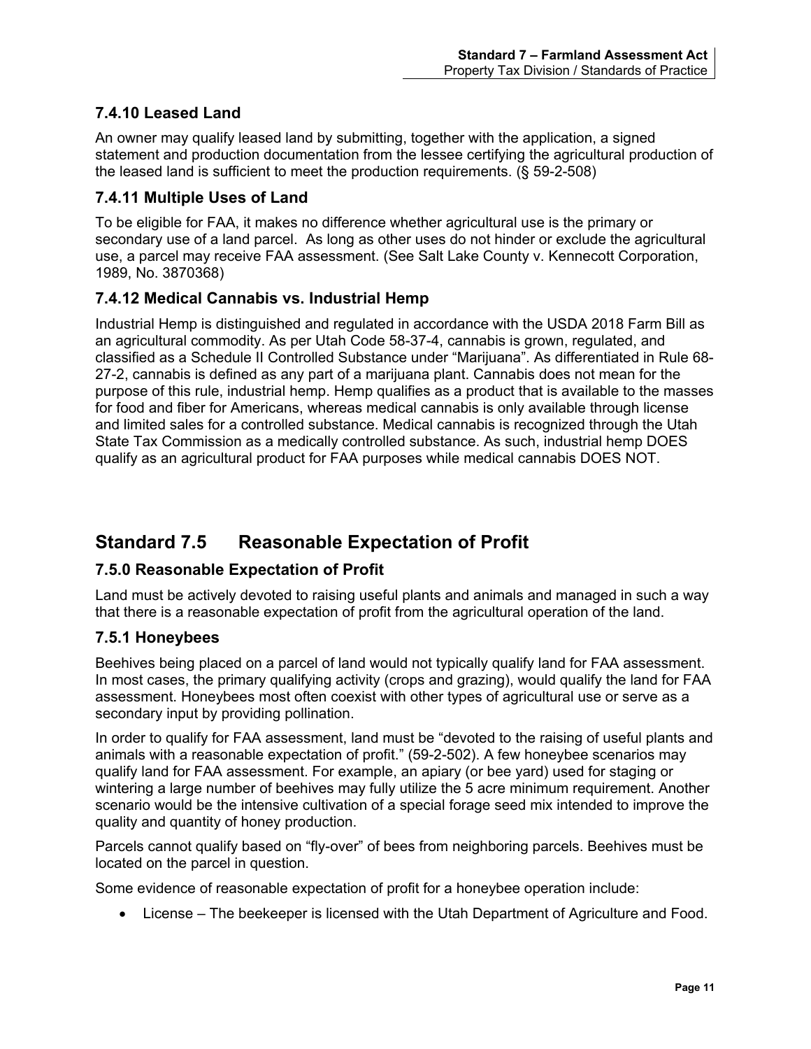### 7.4.10 Leased Land

An owner may qualify leased land by submitting, together with the application, a signed statement and production documentation from the lessee certifying the agricultural production of the leased land is sufficient to meet the production requirements. (§ 59-2-508)

### 7.4.11 Multiple Uses of Land

To be eligible for FAA, it makes no difference whether agricultural use is the primary or secondary use of a land parcel. As long as other uses do not hinder or exclude the agricultural use, a parcel may receive FAA assessment. (See Salt Lake County v. Kennecott Corporation, 1989, No. 3870368)

### 7.4.12 Medical Cannabis vs. Industrial Hemp

Industrial Hemp is distinguished and regulated in accordance with the USDA 2018 Farm Bill as an agricultural commodity. As per Utah Code 58-37-4, cannabis is grown, regulated, and classified as a Schedule II Controlled Substance under "Marijuana". As differentiated in Rule 68-27-2, cannabis is defined as any part of a marijuana plant. Cannabis does not mean for the purpose of this rule, industrial hemp. Hemp qualifies as a product that is available to the masses for food and fiber for Americans, whereas medical cannabis is only available through license and limited sales for a controlled substance. Medical cannabis is recognized through the Utah State Tax Commission as a medically controlled substance. As such, industrial hemp DOES qualify as an agricultural product for FAA purposes while medical cannabis DOES NOT.

## Standard 7.5 Reasonable Expectation of Profit

### 7.5.0 Reasonable Expectation of Profit

Land must be actively devoted to raising useful plants and animals and managed in such a way that there is a reasonable expectation of profit from the agricultural operation of the land.

### 7.5.1 Honeybees

Beehives being placed on a parcel of land would not typically qualify land for FAA assessment. In most cases, the primary qualifying activity (crops and grazing), would qualify the land for FAA assessment. Honeybees most often coexist with other types of agricultural use or serve as a secondary input by providing pollination.

In order to qualify for FAA assessment, land must be "devoted to the raising of useful plants and animals with a reasonable expectation of profit." (59-2-502). A few honeybee scenarios may qualify land for FAA assessment. For example, an apiary (or bee yard) used for staging or wintering a large number of beehives may fully utilize the 5 acre minimum requirement. Another scenario would be the intensive cultivation of a special forage seed mix intended to improve the quality and quantity of honey production.

Parcels cannot qualify based on "fly-over" of bees from neighboring parcels. Beehives must be located on the parcel in question.

Some evidence of reasonable expectation of profit for a honeybee operation include:

- License – The beekeeper is licensed with the Utah Department of Agriculture and Food.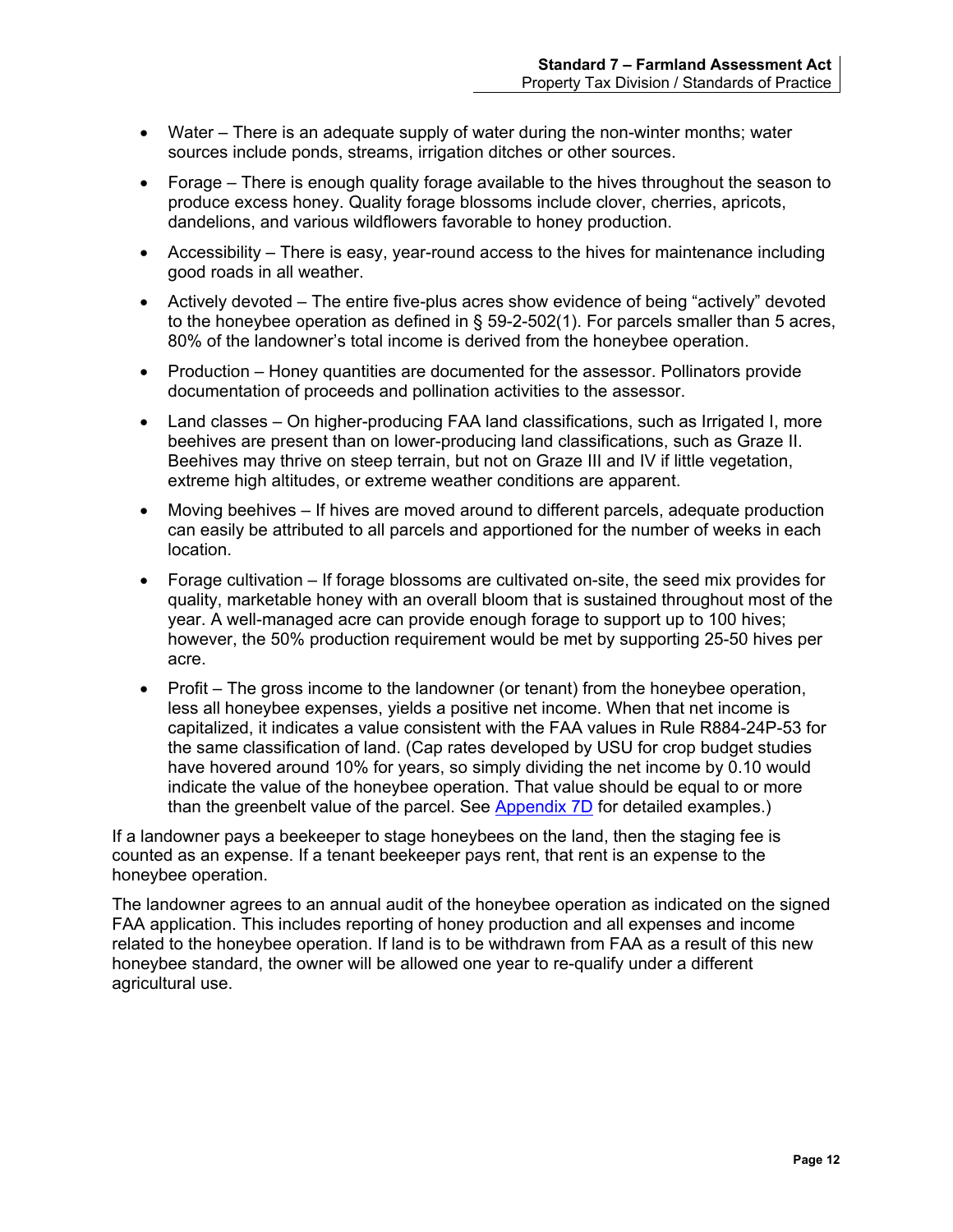- Water – There is an adequate supply of water during the non-winter months; water sources include ponds, streams, irrigation ditches or other sources.
- Forage – There is enough quality forage available to the hives throughout the season to produce excess honey. Quality forage blossoms include clover, cherries, apricots, dandelions, and various wildflowers favorable to honey production.
- Accessibility – There is easy, year-round access to the hives for maintenance including good roads in all weather.
- Actively devoted – The entire five-plus acres show evidence of being "actively" devoted to the honeybee operation as defined in § 59-2-502(1). For parcels smaller than 5 acres, 80% of the landowner's total income is derived from the honeybee operation.
- Production – Honey quantities are documented for the assessor. Pollinators provide documentation of proceeds and pollination activities to the assessor.
- Land classes – On higher-producing FAA land classifications, such as Irrigated I, more beehives are present than on lower-producing land classifications, such as Graze II. Beehives may thrive on steep terrain, but not on Graze III and IV if little vegetation, extreme high altitudes, or extreme weather conditions are apparent.
- Moving beehives – If hives are moved around to different parcels, adequate production can easily be attributed to all parcels and apportioned for the number of weeks in each location.
- Forage cultivation – If forage blossoms are cultivated on-site, the seed mix provides for quality, marketable honey with an overall bloom that is sustained throughout most of the year. A well-managed acre can provide enough forage to support up to 100 hives; however, the 50% production requirement would be met by supporting 25-50 hives per acre.
- Profit – The gross income to the landowner (or tenant) from the honeybee operation, less all honeybee expenses, yields a positive net income. When that net income is capitalized, it indicates a value consistent with the FAA values in Rule R884-24P-53 for the same classification of land. (Cap rates developed by USU for crop budget studies have hovered around 10% for years, so simply dividing the net income by 0.10 would indicate the value of the honeybee operation. That value should be equal to or more than the greenbelt value of the parcel. See Appendix 7D for detailed examples.)

If a landowner pays a beekeeper to stage honeybees on the land, then the staging fee is counted as an expense. If a tenant beekeeper pays rent, that rent is an expense to the honeybee operation.

The landowner agrees to an annual audit of the honeybee operation as indicated on the signed FAA application. This includes reporting of honey production and all expenses and income related to the honeybee operation. If land is to be withdrawn from FAA as a result of this new honeybee standard, the owner will be allowed one year to re-qualify under a different agricultural use.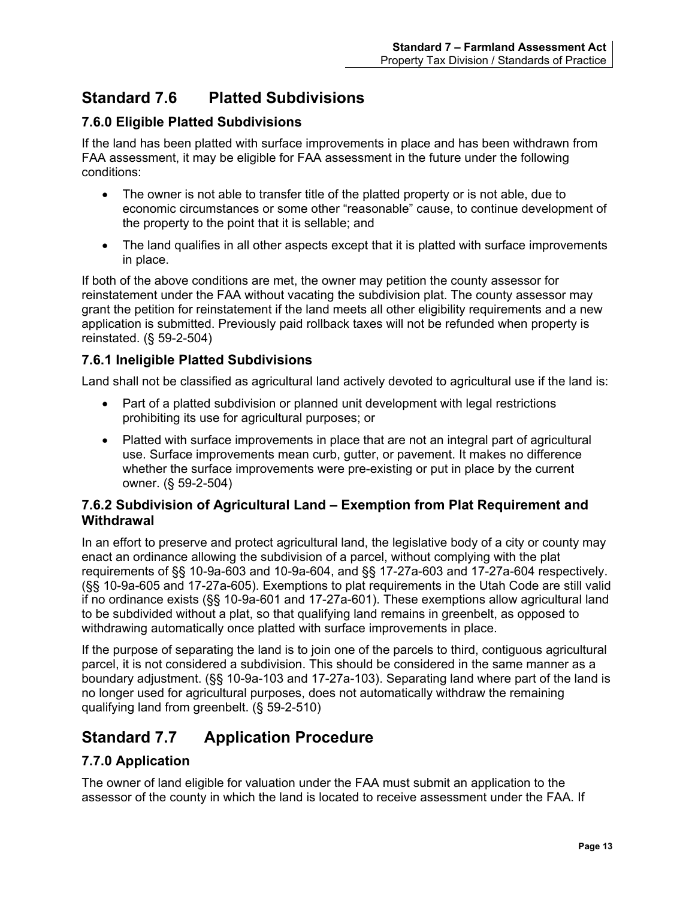## Standard 7.6 Platted Subdivisions

### 7.6.0 Eligible Platted Subdivisions

If the land has been platted with surface improvements in place and has been withdrawn from FAA assessment, it may be eligible for FAA assessment in the future under the following conditions:

- The owner is not able to transfer title of the platted property or is not able, due to economic circumstances or some other "reasonable" cause, to continue development of the property to the point that it is sellable; and
- The land qualifies in all other aspects except that it is platted with surface improvements in place.

If both of the above conditions are met, the owner may petition the county assessor for reinstatement under the FAA without vacating the subdivision plat. The county assessor may grant the petition for reinstatement if the land meets all other eligibility requirements and a new application is submitted. Previously paid rollback taxes will not be refunded when property is reinstated. (§ 59-2-504)

### 7.6.1 Ineligible Platted Subdivisions

Land shall not be classified as agricultural land actively devoted to agricultural use if the land is:

- Part of a platted subdivision or planned unit development with legal restrictions prohibiting its use for agricultural purposes; or
- Platted with surface improvements in place that are not an integral part of agricultural use. Surface improvements mean curb, gutter, or pavement. It makes no difference whether the surface improvements were pre-existing or put in place by the current owner. (§ 59-2-504)

### 7.6.2 Subdivision of Agricultural Land – Exemption from Plat Requirement and Withdrawal

In an effort to preserve and protect agricultural land, the legislative body of a city or county may enact an ordinance allowing the subdivision of a parcel, without complying with the plat requirements of §§ 10-9a-603 and 10-9a-604, and §§ 17-27a-603 and 17-27a-604 respectively. (§§ 10-9a-605 and 17-27a-605). Exemptions to plat requirements in the Utah Code are still valid if no ordinance exists (§§ 10-9a-601 and 17-27a-601). These exemptions allow agricultural land to be subdivided without a plat, so that qualifying land remains in greenbelt, as opposed to withdrawing automatically once platted with surface improvements in place.

If the purpose of separating the land is to join one of the parcels to third, contiguous agricultural parcel, it is not considered a subdivision. This should be considered in the same manner as a boundary adjustment. (§§ 10-9a-103 and 17-27a-103). Separating land where part of the land is no longer used for agricultural purposes, does not automatically withdraw the remaining qualifying land from greenbelt. (§ 59-2-510)

## Standard 7.7 Application Procedure

### 7.7.0 Application

The owner of land eligible for valuation under the FAA must submit an application to the assessor of the county in which the land is located to receive assessment under the FAA. If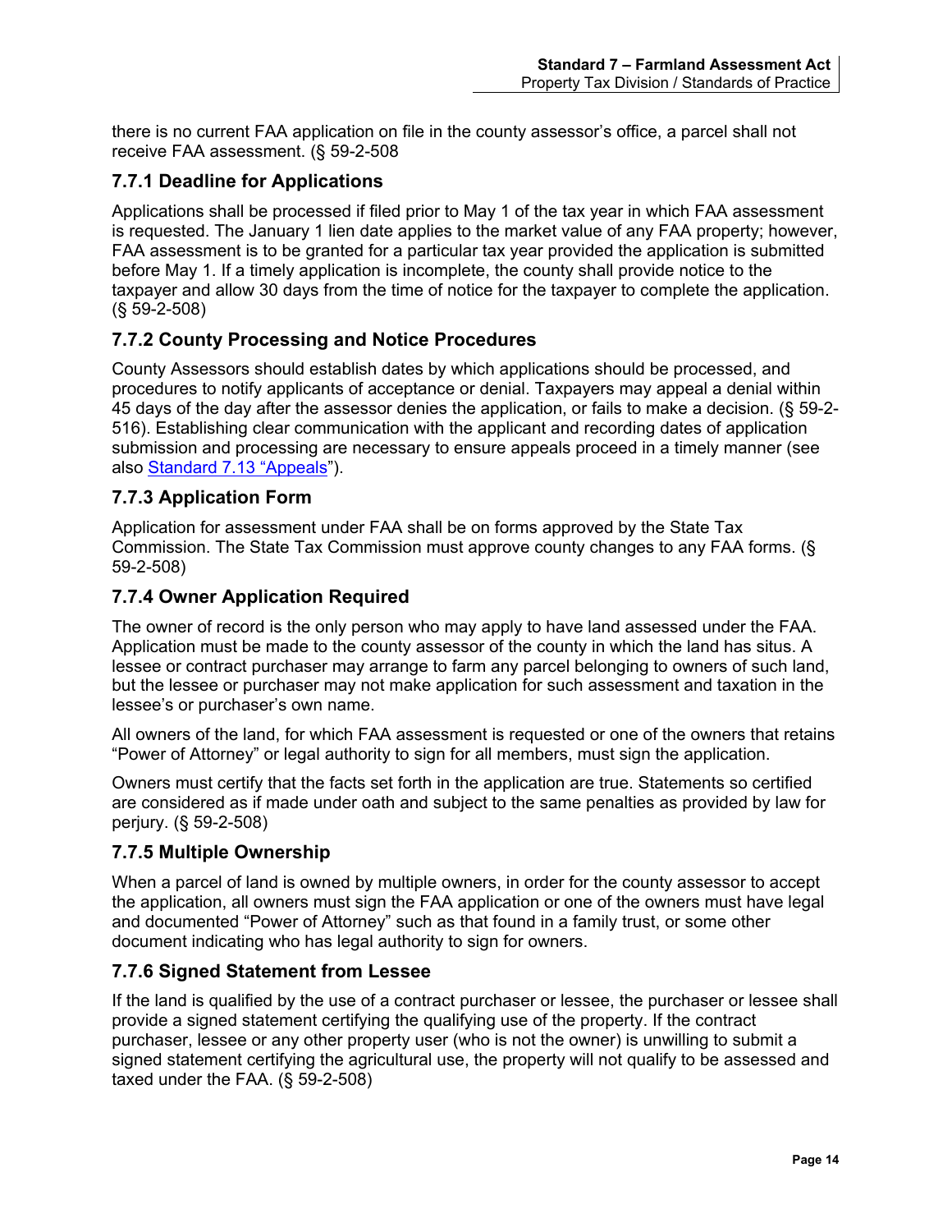there is no current FAA application on file in the county assessor's office, a parcel shall not receive FAA assessment. (§ 59-2-508

### 7.7.1 Deadline for Applications

Applications shall be processed if filed prior to May 1 of the tax year in which FAA assessment is requested. The January 1 lien date applies to the market value of any FAA property; however, FAA assessment is to be granted for a particular tax year provided the application is submitted before May 1. If a timely application is incomplete, the county shall provide notice to the taxpayer and allow 30 days from the time of notice for the taxpayer to complete the application. (§ 59-2-508)

### 7.7.2 County Processing and Notice Procedures

County Assessors should establish dates by which applications should be processed, and procedures to notify applicants of acceptance or denial. Taxpayers may appeal a denial within 45 days of the day after the assessor denies the application, or fails to make a decision. (§ 59-2-516). Establishing clear communication with the applicant and recording dates of application submission and processing are necessary to ensure appeals proceed in a timely manner (see also Standard 7.13 "Appeals").

### 7.7.3 Application Form

Application for assessment under FAA shall be on forms approved by the State Tax Commission. The State Tax Commission must approve county changes to any FAA forms. (§ 59-2-508)

### 7.7.4 Owner Application Required

The owner of record is the only person who may apply to have land assessed under the FAA. Application must be made to the county assessor of the county in which the land has situs. A lessee or contract purchaser may arrange to farm any parcel belonging to owners of such land, but the lessee or purchaser may not make application for such assessment and taxation in the lessee's or purchaser's own name.

All owners of the land, for which FAA assessment is requested or one of the owners that retains "Power of Attorney" or legal authority to sign for all members, must sign the application.

Owners must certify that the facts set forth in the application are true. Statements so certified are considered as if made under oath and subject to the same penalties as provided by law for perjury. (§ 59-2-508)

### 7.7.5 Multiple Ownership

When a parcel of land is owned by multiple owners, in order for the county assessor to accept the application, all owners must sign the FAA application or one of the owners must have legal and documented "Power of Attorney" such as that found in a family trust, or some other document indicating who has legal authority to sign for owners.

### 7.7.6 Signed Statement from Lessee

If the land is qualified by the use of a contract purchaser or lessee, the purchaser or lessee shall provide a signed statement certifying the qualifying use of the property. If the contract purchaser, lessee or any other property user (who is not the owner) is unwilling to submit a signed statement certifying the agricultural use, the property will not qualify to be assessed and taxed under the FAA. (§ 59-2-508)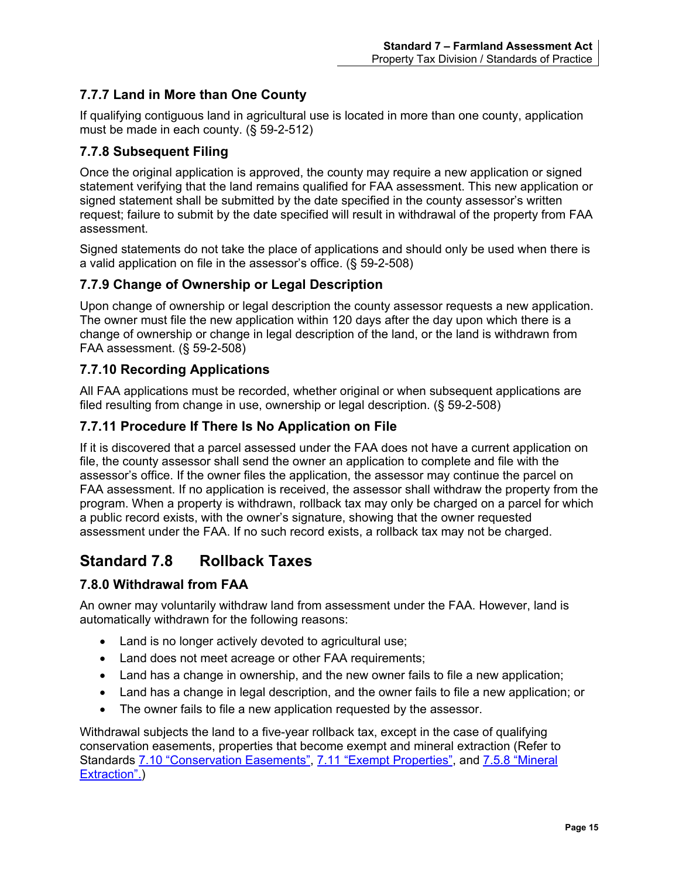### 7.7.7 Land in More than One County

If qualifying contiguous land in agricultural use is located in more than one county, application must be made in each county. (§ 59-2-512)

### 7.7.8 Subsequent Filing

Once the original application is approved, the county may require a new application or signed statement verifying that the land remains qualified for FAA assessment. This new application or signed statement shall be submitted by the date specified in the county assessor's written request; failure to submit by the date specified will result in withdrawal of the property from FAA assessment.

Signed statements do not take the place of applications and should only be used when there is a valid application on file in the assessor's office. (§ 59-2-508)

### 7.7.9 Change of Ownership or Legal Description

Upon change of ownership or legal description the county assessor requests a new application. The owner must file the new application within 120 days after the day upon which there is a change of ownership or change in legal description of the land, or the land is withdrawn from FAA assessment. (§ 59-2-508)

### 7.7.10 Recording Applications

All FAA applications must be recorded, whether original or when subsequent applications are filed resulting from change in use, ownership or legal description. (§ 59-2-508)

### 7.7.11 Procedure If There Is No Application on File

If it is discovered that a parcel assessed under the FAA does not have a current application on file, the county assessor shall send the owner an application to complete and file with the assessor's office. If the owner files the application, the assessor may continue the parcel on FAA assessment. If no application is received, the assessor shall withdraw the property from the program. When a property is withdrawn, rollback tax may only be charged on a parcel for which a public record exists, with the owner's signature, showing that the owner requested assessment under the FAA. If no such record exists, a rollback tax may not be charged.

## Standard 7.8 Rollback Taxes

### 7.8.0 Withdrawal from FAA

An owner may voluntarily withdraw land from assessment under the FAA. However, land is automatically withdrawn for the following reasons:

- Land is no longer actively devoted to agricultural use;
- Land does not meet acreage or other FAA requirements;
- Land has a change in ownership, and the new owner fails to file a new application;
- Land has a change in legal description, and the owner fails to file a new application; or
- The owner fails to file a new application requested by the assessor.

Withdrawal subjects the land to a five-year rollback tax, except in the case of qualifying conservation easements, properties that become exempt and mineral extraction (Refer to Standards 7.10 "Conservation Easements", 7.11 "Exempt Properties", and 7.5.8 "Mineral Extraction".)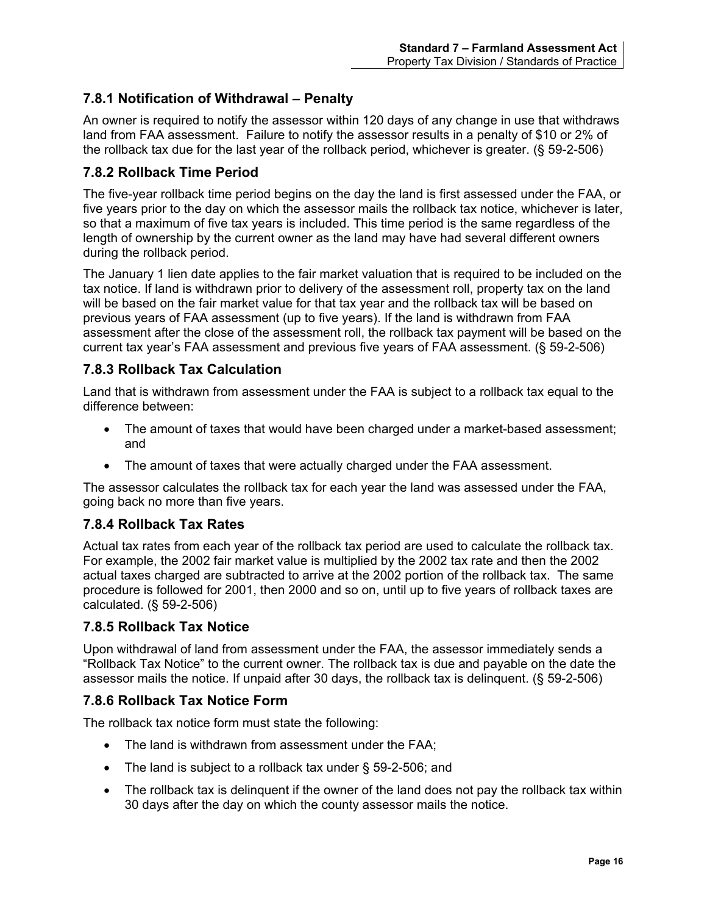### 7.8.1 Notification of Withdrawal – Penalty

An owner is required to notify the assessor within 120 days of any change in use that withdraws land from FAA assessment. Failure to notify the assessor results in a penalty of $10 or 2% of the rollback tax due for the last year of the rollback period, whichever is greater. (§ 59-2-506)

### 7.8.2 Rollback Time Period

The five-year rollback time period begins on the day the land is first assessed under the FAA, or five years prior to the day on which the assessor mails the rollback tax notice, whichever is later, so that a maximum of five tax years is included. This time period is the same regardless of the length of ownership by the current owner as the land may have had several different owners during the rollback period.

The January 1 lien date applies to the fair market valuation that is required to be included on the tax notice. If land is withdrawn prior to delivery of the assessment roll, property tax on the land will be based on the fair market value for that tax year and the rollback tax will be based on previous years of FAA assessment (up to five years). If the land is withdrawn from FAA assessment after the close of the assessment roll, the rollback tax payment will be based on the current tax year's FAA assessment and previous five years of FAA assessment. (§ 59-2-506)

### 7.8.3 Rollback Tax Calculation

Land that is withdrawn from assessment under the FAA is subject to a rollback tax equal to the difference between:

- The amount of taxes that would have been charged under a market-based assessment; and
- The amount of taxes that were actually charged under the FAA assessment.

The assessor calculates the rollback tax for each year the land was assessed under the FAA, going back no more than five years.

### 7.8.4 Rollback Tax Rates

Actual tax rates from each year of the rollback tax period are used to calculate the rollback tax. For example, the 2002 fair market value is multiplied by the 2002 tax rate and then the 2002 actual taxes charged are subtracted to arrive at the 2002 portion of the rollback tax. The same procedure is followed for 2001, then 2000 and so on, until up to five years of rollback taxes are calculated. (§ 59-2-506)

### 7.8.5 Rollback Tax Notice

Upon withdrawal of land from assessment under the FAA, the assessor immediately sends a "Rollback Tax Notice" to the current owner. The rollback tax is due and payable on the date the assessor mails the notice. If unpaid after 30 days, the rollback tax is delinquent. (§ 59-2-506)

### 7.8.6 Rollback Tax Notice Form

The rollback tax notice form must state the following:

- The land is withdrawn from assessment under the FAA;
- The land is subject to a rollback tax under § 59-2-506; and
- The rollback tax is delinquent if the owner of the land does not pay the rollback tax within 30 days after the day on which the county assessor mails the notice.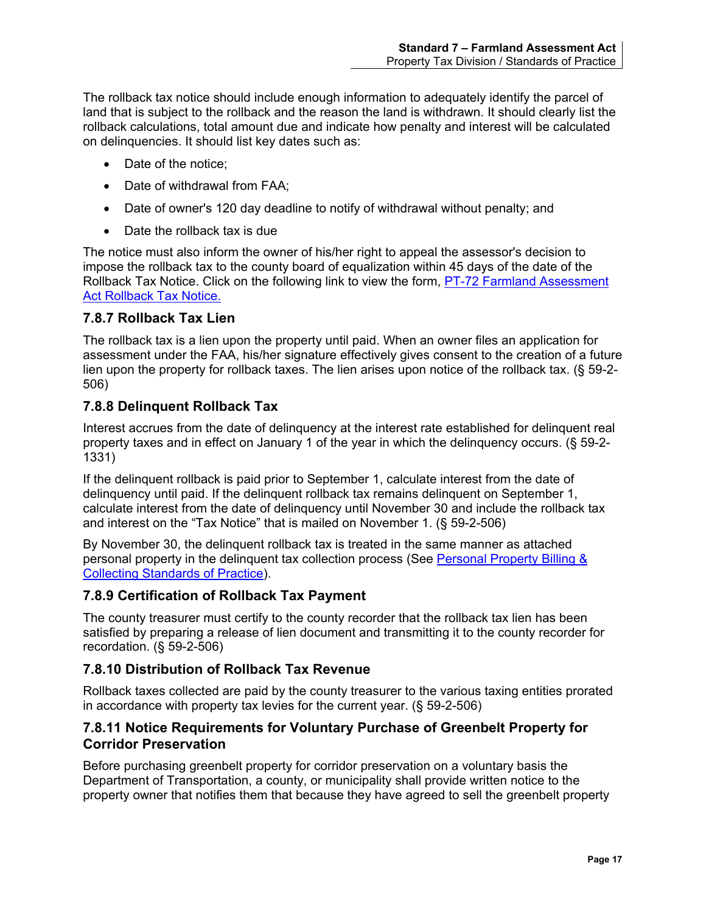The rollback tax notice should include enough information to adequately identify the parcel of land that is subject to the rollback and the reason the land is withdrawn. It should clearly list the rollback calculations, total amount due and indicate how penalty and interest will be calculated on delinquencies. It should list key dates such as:

- Date of the notice;
- Date of withdrawal from FAA;
- Date of owner's 120 day deadline to notify of withdrawal without penalty; and
- Date the rollback tax is due

The notice must also inform the owner of his/her right to appeal the assessor's decision to impose the rollback tax to the county board of equalization within 45 days of the date of the Rollback Tax Notice. Click on the following link to view the form, PT-72 Farmland Assessment Act Rollback Tax Notice.

### 7.8.7 Rollback Tax Lien

The rollback tax is a lien upon the property until paid. When an owner files an application for assessment under the FAA, his/her signature effectively gives consent to the creation of a future lien upon the property for rollback taxes. The lien arises upon notice of the rollback tax. (§ 59-2-506)

### 7.8.8 Delinquent Rollback Tax

Interest accrues from the date of delinquency at the interest rate established for delinquent real property taxes and in effect on January 1 of the year in which the delinquency occurs. (§ 59-2-1331)

If the delinquent rollback is paid prior to September 1, calculate interest from the date of delinquency until paid. If the delinquent rollback tax remains delinquent on September 1, calculate interest from the date of delinquency until November 30 and include the rollback tax and interest on the "Tax Notice" that is mailed on November 1. (§ 59-2-506)

By November 30, the delinquent rollback tax is treated in the same manner as attached personal property in the delinquent tax collection process (See Personal Property Billing & Collecting Standards of Practice).

### 7.8.9 Certification of Rollback Tax Payment

The county treasurer must certify to the county recorder that the rollback tax lien has been satisfied by preparing a release of lien document and transmitting it to the county recorder for recordation. (§ 59-2-506)

### 7.8.10 Distribution of Rollback Tax Revenue

Rollback taxes collected are paid by the county treasurer to the various taxing entities prorated in accordance with property tax levies for the current year. (§ 59-2-506)

### 7.8.11 Notice Requirements for Voluntary Purchase of Greenbelt Property for Corridor Preservation

Before purchasing greenbelt property for corridor preservation on a voluntary basis the Department of Transportation, a county, or municipality shall provide written notice to the property owner that notifies them that because they have agreed to sell the greenbelt property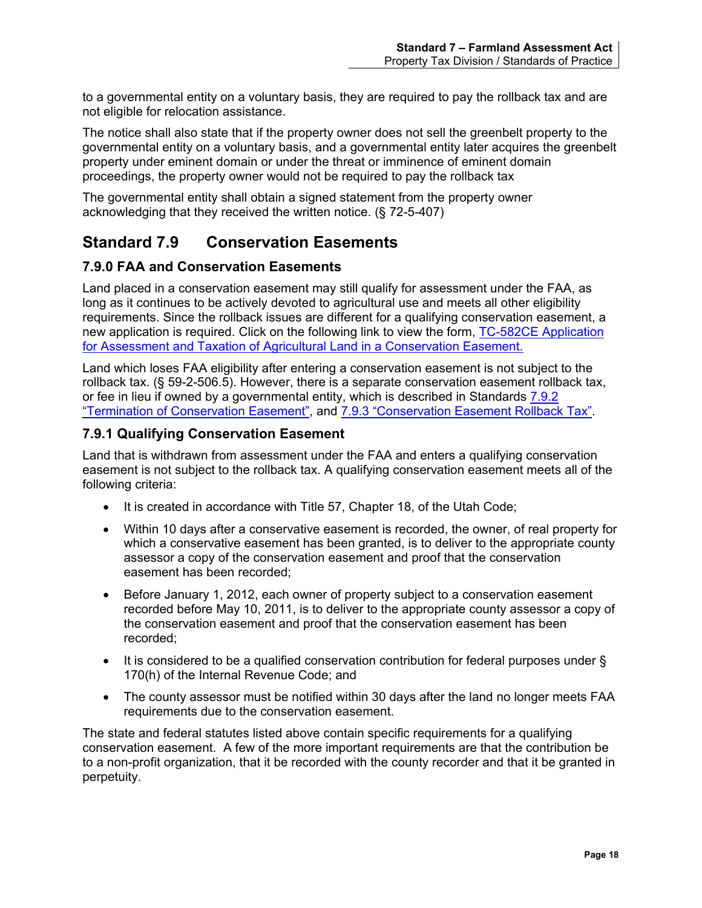to a governmental entity on a voluntary basis, they are required to pay the rollback tax and are not eligible for relocation assistance.

The notice shall also state that if the property owner does not sell the greenbelt property to the governmental entity on a voluntary basis, and a governmental entity later acquires the greenbelt property under eminent domain or under the threat or imminence of eminent domain proceedings, the property owner would not be required to pay the rollback tax

The governmental entity shall obtain a signed statement from the property owner acknowledging that they received the written notice. (§ 72-5-407)

## Standard 7.9 Conservation Easements

### 7.9.0 FAA and Conservation Easements

Land placed in a conservation easement may still qualify for assessment under the FAA, as long as it continues to be actively devoted to agricultural use and meets all other eligibility requirements. Since the rollback issues are different for a qualifying conservation easement, a new application is required. Click on the following link to view the form, TC-582CE Application for Assessment and Taxation of Agricultural Land in a Conservation Easement.

Land which loses FAA eligibility after entering a conservation easement is not subject to the rollback tax. (§ 59-2-506.5). However, there is a separate conservation easement rollback tax, or fee in lieu if owned by a governmental entity, which is described in Standards 7.9.2 "Termination of Conservation Easement", and 7.9.3 "Conservation Easement Rollback Tax".

### 7.9.1 Qualifying Conservation Easement

Land that is withdrawn from assessment under the FAA and enters a qualifying conservation easement is not subject to the rollback tax. A qualifying conservation easement meets all of the following criteria:

- It is created in accordance with Title 57, Chapter 18, of the Utah Code;
- Within 10 days after a conservative easement is recorded, the owner, of real property for which a conservative easement has been granted, is to deliver to the appropriate county assessor a copy of the conservation easement and proof that the conservation easement has been recorded;
- Before January 1, 2012, each owner of property subject to a conservation easement recorded before May 10, 2011, is to deliver to the appropriate county assessor a copy of the conservation easement and proof that the conservation easement has been recorded;
- It is considered to be a qualified conservation contribution for federal purposes under § 170(h) of the Internal Revenue Code; and
- The county assessor must be notified within 30 days after the land no longer meets FAA requirements due to the conservation easement.

The state and federal statutes listed above contain specific requirements for a qualifying conservation easement. A few of the more important requirements are that the contribution be to a non-profit organization, that it be recorded with the county recorder and that it be granted in perpetuity.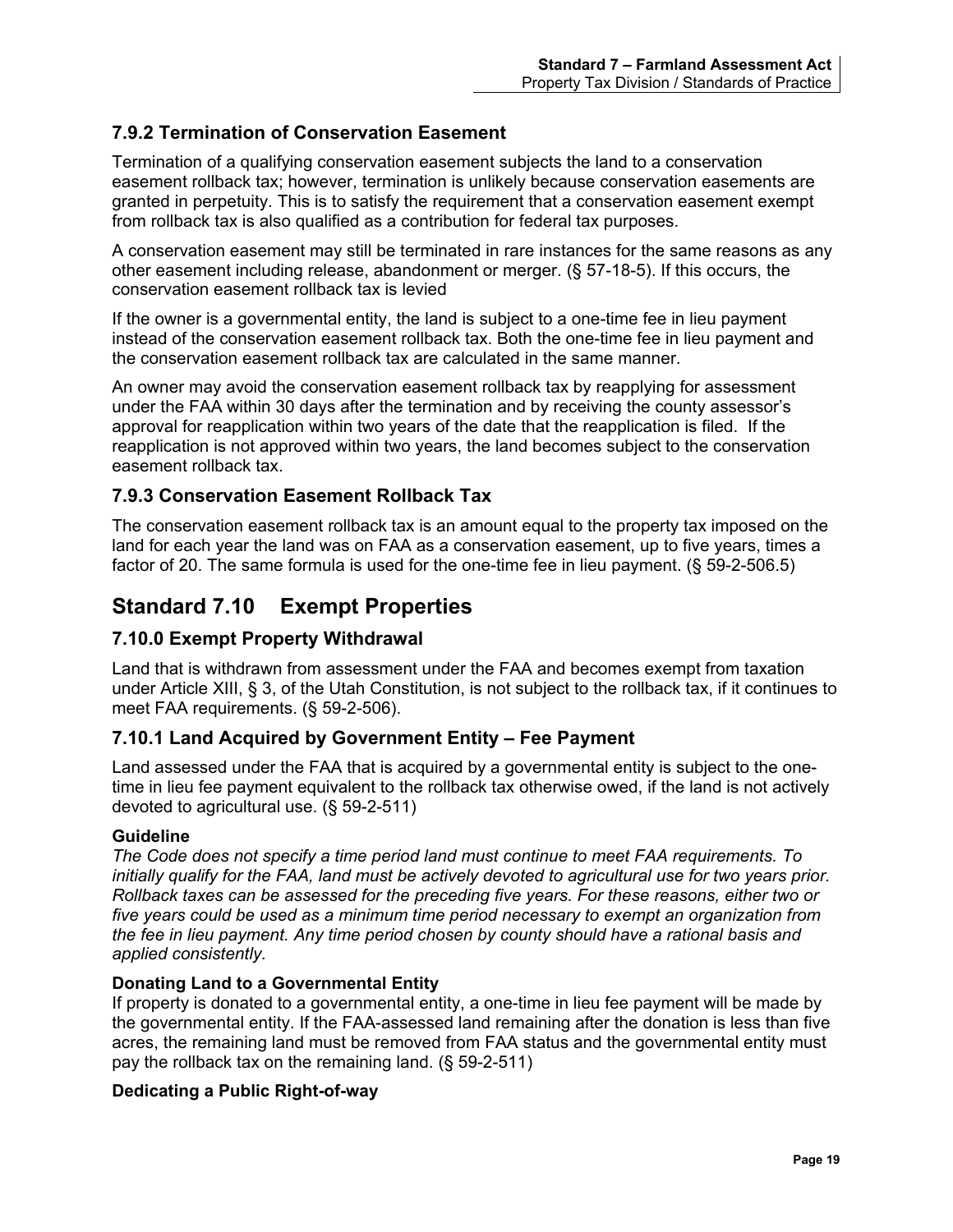### 7.9.2 Termination of Conservation Easement

Termination of a qualifying conservation easement subjects the land to a conservation easement rollback tax; however, termination is unlikely because conservation easements are granted in perpetuity. This is to satisfy the requirement that a conservation easement exempt from rollback tax is also qualified as a contribution for federal tax purposes.

A conservation easement may still be terminated in rare instances for the same reasons as any other easement including release, abandonment or merger. (§ 57-18-5). If this occurs, the conservation easement rollback tax is levied

If the owner is a governmental entity, the land is subject to a one-time fee in lieu payment instead of the conservation easement rollback tax. Both the one-time fee in lieu payment and the conservation easement rollback tax are calculated in the same manner.

An owner may avoid the conservation easement rollback tax by reapplying for assessment under the FAA within 30 days after the termination and by receiving the county assessor's approval for reapplication within two years of the date that the reapplication is filed. If the reapplication is not approved within two years, the land becomes subject to the conservation easement rollback tax.

### 7.9.3 Conservation Easement Rollback Tax

The conservation easement rollback tax is an amount equal to the property tax imposed on the land for each year the land was on FAA as a conservation easement, up to five years, times a factor of 20. The same formula is used for the one-time fee in lieu payment. (§ 59-2-506.5)

## Standard 7.10 Exempt Properties

### 7.10.0 Exempt Property Withdrawal

Land that is withdrawn from assessment under the FAA and becomes exempt from taxation under Article XIII, § 3, of the Utah Constitution, is not subject to the rollback tax, if it continues to meet FAA requirements. (§ 59-2-506).

### 7.10.1 Land Acquired by Government Entity – Fee Payment

Land assessed under the FAA that is acquired by a governmental entity is subject to the one-time in lieu fee payment equivalent to the rollback tax otherwise owed, if the land is not actively devoted to agricultural use. (§ 59-2-511)

**Guideline**
*The Code does not specify a time period land must continue to meet FAA requirements. To initially qualify for the FAA, land must be actively devoted to agricultural use for two years prior. Rollback taxes can be assessed for the preceding five years. For these reasons, either two or five years could be used as a minimum time period necessary to exempt an organization from the fee in lieu payment. Any time period chosen by county should have a rational basis and applied consistently.*

**Donating Land to a Governmental Entity**
If property is donated to a governmental entity, a one-time in lieu fee payment will be made by the governmental entity. If the FAA-assessed land remaining after the donation is less than five acres, the remaining land must be removed from FAA status and the governmental entity must pay the rollback tax on the remaining land. (§ 59-2-511)

**Dedicating a Public Right-of-way**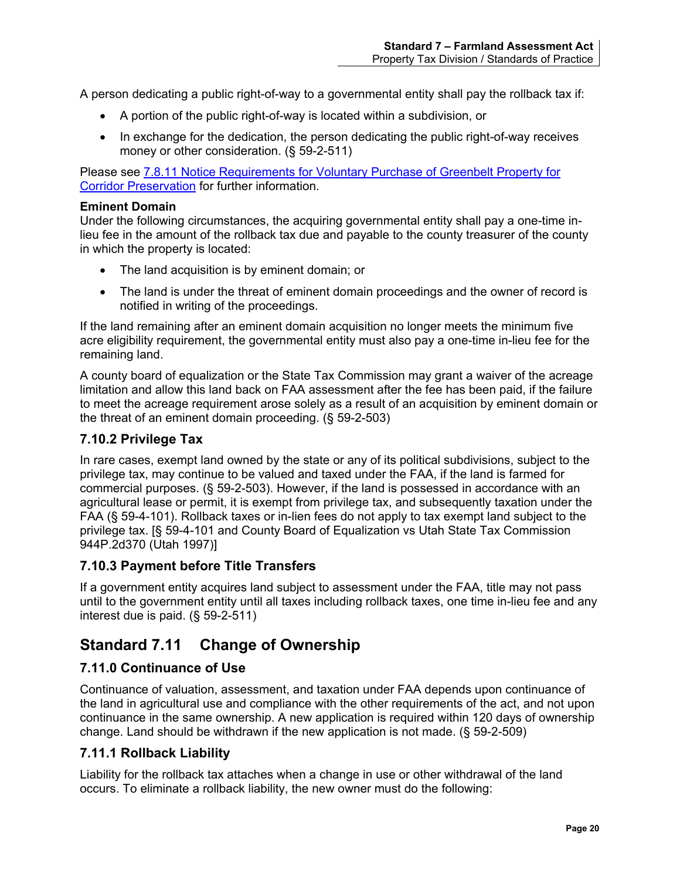A person dedicating a public right-of-way to a governmental entity shall pay the rollback tax if:

- A portion of the public right-of-way is located within a subdivision, or
- In exchange for the dedication, the person dedicating the public right-of-way receives money or other consideration. (§ 59-2-511)

Please see 7.8.11 Notice Requirements for Voluntary Purchase of Greenbelt Property for Corridor Preservation for further information.

**Eminent Domain**
Under the following circumstances, the acquiring governmental entity shall pay a one-time in-lieu fee in the amount of the rollback tax due and payable to the county treasurer of the county in which the property is located:

- The land acquisition is by eminent domain; or
- The land is under the threat of eminent domain proceedings and the owner of record is notified in writing of the proceedings.

If the land remaining after an eminent domain acquisition no longer meets the minimum five acre eligibility requirement, the governmental entity must also pay a one-time in-lieu fee for the remaining land.

A county board of equalization or the State Tax Commission may grant a waiver of the acreage limitation and allow this land back on FAA assessment after the fee has been paid, if the failure to meet the acreage requirement arose solely as a result of an acquisition by eminent domain or the threat of an eminent domain proceeding. (§ 59-2-503)

### 7.10.2 Privilege Tax

In rare cases, exempt land owned by the state or any of its political subdivisions, subject to the privilege tax, may continue to be valued and taxed under the FAA, if the land is farmed for commercial purposes. (§ 59-2-503). However, if the land is possessed in accordance with an agricultural lease or permit, it is exempt from privilege tax, and subsequently taxation under the FAA (§ 59-4-101). Rollback taxes or in-lien fees do not apply to tax exempt land subject to the privilege tax. [§ 59-4-101 and County Board of Equalization vs Utah State Tax Commission 944P.2d370 (Utah 1997)]

### 7.10.3 Payment before Title Transfers

If a government entity acquires land subject to assessment under the FAA, title may not pass until to the government entity until all taxes including rollback taxes, one time in-lieu fee and any interest due is paid. (§ 59-2-511)

## Standard 7.11 Change of Ownership

### 7.11.0 Continuance of Use

Continuance of valuation, assessment, and taxation under FAA depends upon continuance of the land in agricultural use and compliance with the other requirements of the act, and not upon continuance in the same ownership. A new application is required within 120 days of ownership change. Land should be withdrawn if the new application is not made. (§ 59-2-509)

### 7.11.1 Rollback Liability

Liability for the rollback tax attaches when a change in use or other withdrawal of the land occurs. To eliminate a rollback liability, the new owner must do the following: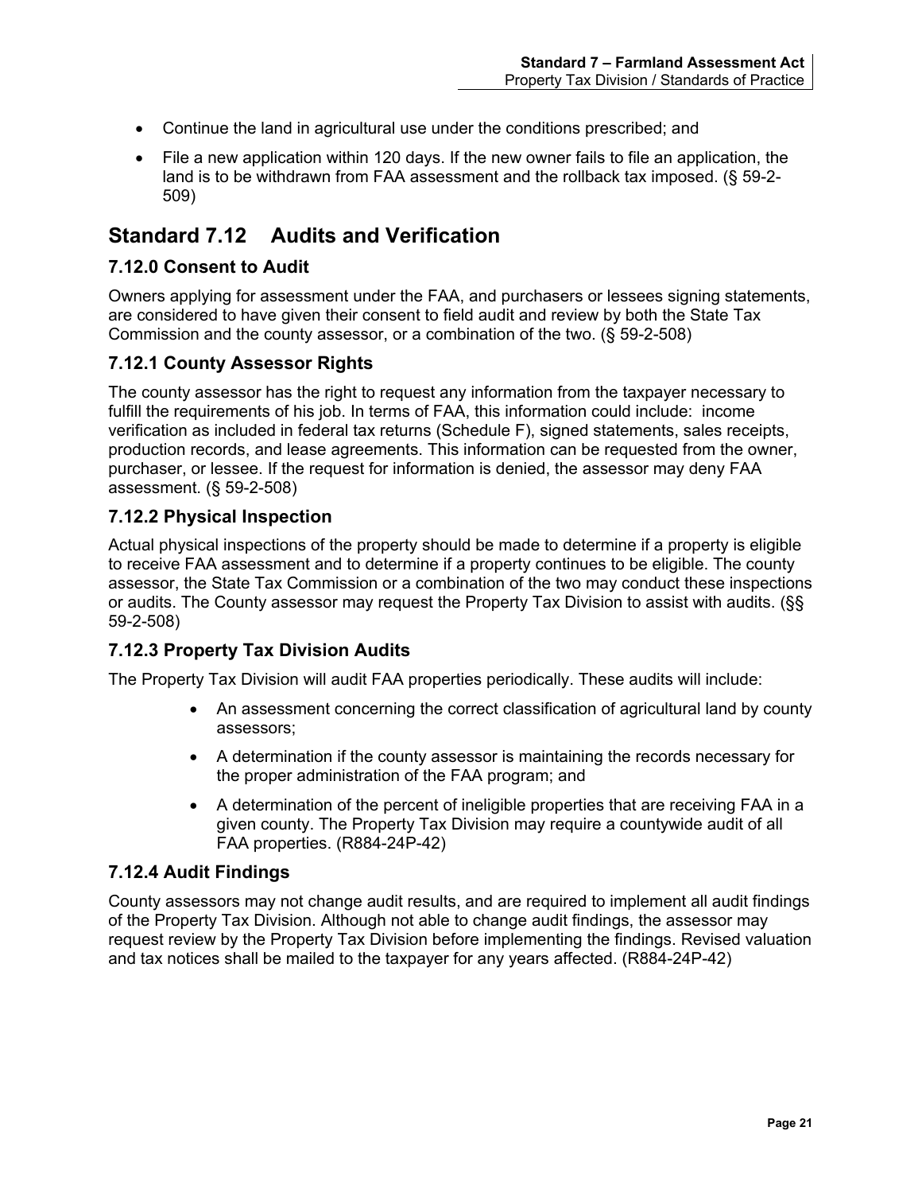- Continue the land in agricultural use under the conditions prescribed; and
- File a new application within 120 days. If the new owner fails to file an application, the land is to be withdrawn from FAA assessment and the rollback tax imposed. (§ 59-2-509)

## Standard 7.12 Audits and Verification

### 7.12.0 Consent to Audit

Owners applying for assessment under the FAA, and purchasers or lessees signing statements, are considered to have given their consent to field audit and review by both the State Tax Commission and the county assessor, or a combination of the two. (§ 59-2-508)

### 7.12.1 County Assessor Rights

The county assessor has the right to request any information from the taxpayer necessary to fulfill the requirements of his job. In terms of FAA, this information could include: income verification as included in federal tax returns (Schedule F), signed statements, sales receipts, production records, and lease agreements. This information can be requested from the owner, purchaser, or lessee. If the request for information is denied, the assessor may deny FAA assessment. (§ 59-2-508)

### 7.12.2 Physical Inspection

Actual physical inspections of the property should be made to determine if a property is eligible to receive FAA assessment and to determine if a property continues to be eligible. The county assessor, the State Tax Commission or a combination of the two may conduct these inspections or audits. The County assessor may request the Property Tax Division to assist with audits. (§§ 59-2-508)

### 7.12.3 Property Tax Division Audits

The Property Tax Division will audit FAA properties periodically. These audits will include:

- An assessment concerning the correct classification of agricultural land by county assessors;
- A determination if the county assessor is maintaining the records necessary for the proper administration of the FAA program; and
- A determination of the percent of ineligible properties that are receiving FAA in a given county. The Property Tax Division may require a countywide audit of all FAA properties. (R884-24P-42)

### 7.12.4 Audit Findings

County assessors may not change audit results, and are required to implement all audit findings of the Property Tax Division. Although not able to change audit findings, the assessor may request review by the Property Tax Division before implementing the findings. Revised valuation and tax notices shall be mailed to the taxpayer for any years affected. (R884-24P-42)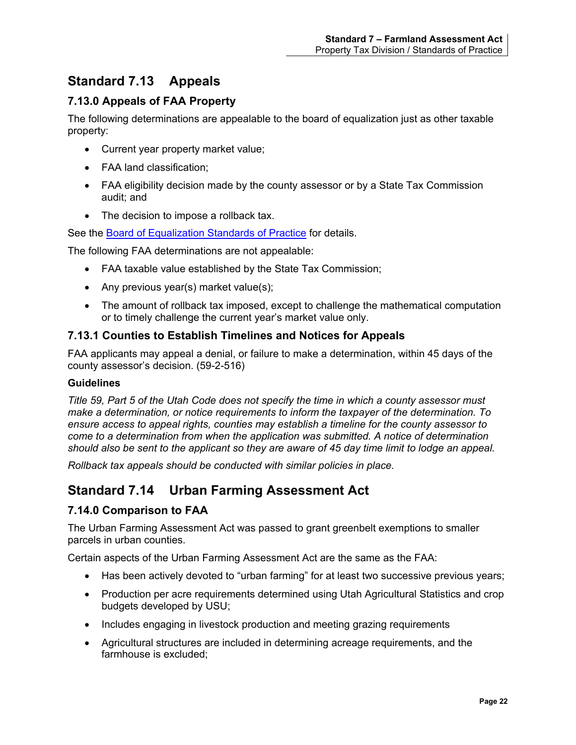## Standard 7.13 Appeals

### 7.13.0 Appeals of FAA Property

The following determinations are appealable to the board of equalization just as other taxable property:

- Current year property market value;
- FAA land classification;
- FAA eligibility decision made by the county assessor or by a State Tax Commission audit; and
- The decision to impose a rollback tax.

See the [Board of Equalization Standards of Practice] for details.

The following FAA determinations are not appealable:

- FAA taxable value established by the State Tax Commission;
- Any previous year(s) market value(s);
- The amount of rollback tax imposed, except to challenge the mathematical computation or to timely challenge the current year's market value only.

### 7.13.1 Counties to Establish Timelines and Notices for Appeals

FAA applicants may appeal a denial, or failure to make a determination, within 45 days of the county assessor's decision. (59-2-516)

**Guidelines**

*Title 59, Part 5 of the Utah Code does not specify the time in which a county assessor must make a determination, or notice requirements to inform the taxpayer of the determination. To ensure access to appeal rights, counties may establish a timeline for the county assessor to come to a determination from when the application was submitted. A notice of determination should also be sent to the applicant so they are aware of 45 day time limit to lodge an appeal.*

*Rollback tax appeals should be conducted with similar policies in place.*

## Standard 7.14 Urban Farming Assessment Act

### 7.14.0 Comparison to FAA

The Urban Farming Assessment Act was passed to grant greenbelt exemptions to smaller parcels in urban counties.

Certain aspects of the Urban Farming Assessment Act are the same as the FAA:

- Has been actively devoted to "urban farming" for at least two successive previous years;
- Production per acre requirements determined using Utah Agricultural Statistics and crop budgets developed by USU;
- Includes engaging in livestock production and meeting grazing requirements
- Agricultural structures are included in determining acreage requirements, and the farmhouse is excluded;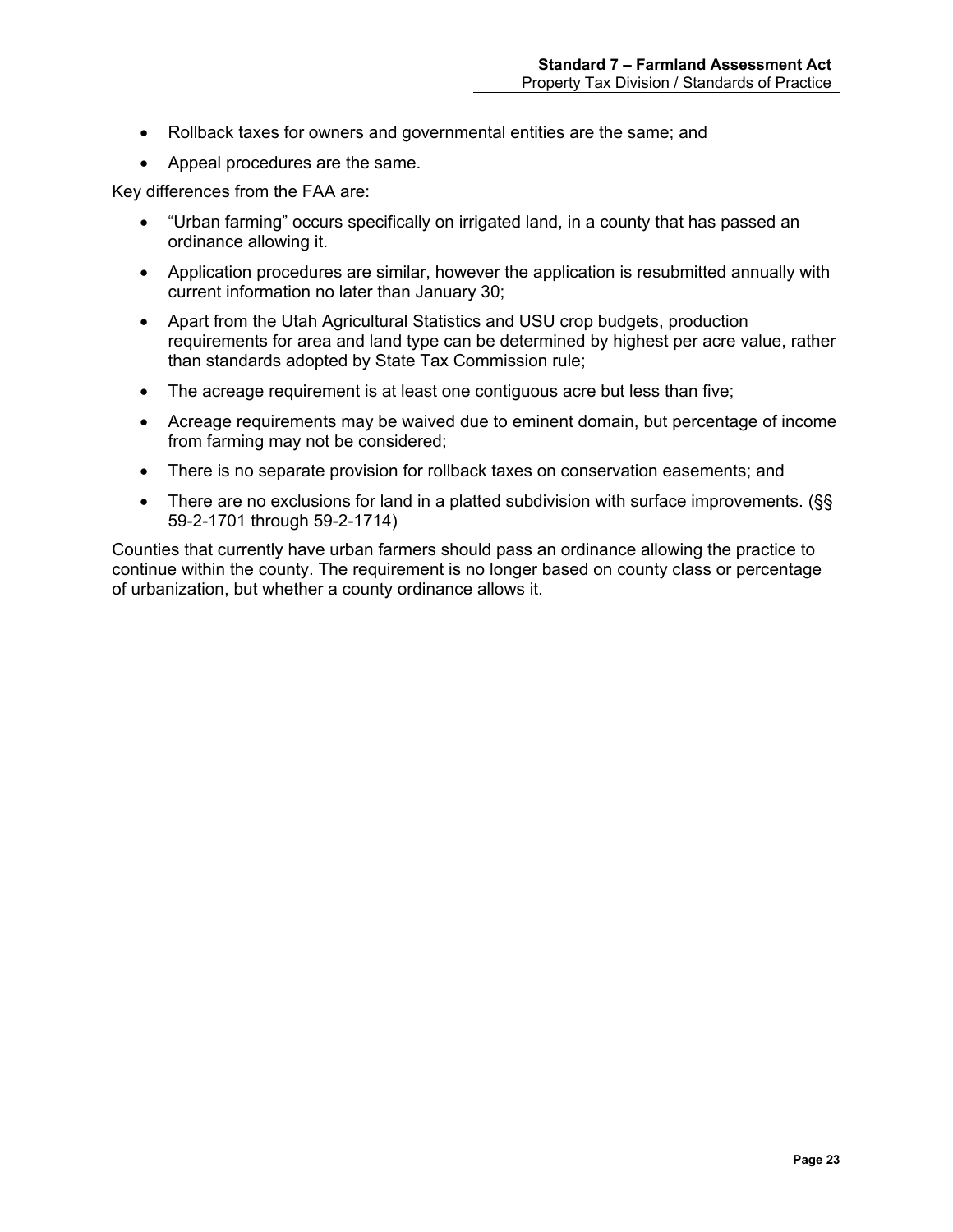- Rollback taxes for owners and governmental entities are the same; and
- Appeal procedures are the same.

Key differences from the FAA are:

- "Urban farming" occurs specifically on irrigated land, in a county that has passed an ordinance allowing it.
- Application procedures are similar, however the application is resubmitted annually with current information no later than January 30;
- Apart from the Utah Agricultural Statistics and USU crop budgets, production requirements for area and land type can be determined by highest per acre value, rather than standards adopted by State Tax Commission rule;
- The acreage requirement is at least one contiguous acre but less than five;
- Acreage requirements may be waived due to eminent domain, but percentage of income from farming may not be considered;
- There is no separate provision for rollback taxes on conservation easements; and
- There are no exclusions for land in a platted subdivision with surface improvements. (§§ 59-2-1701 through 59-2-1714)

Counties that currently have urban farmers should pass an ordinance allowing the practice to continue within the county. The requirement is no longer based on county class or percentage of urbanization, but whether a county ordinance allows it.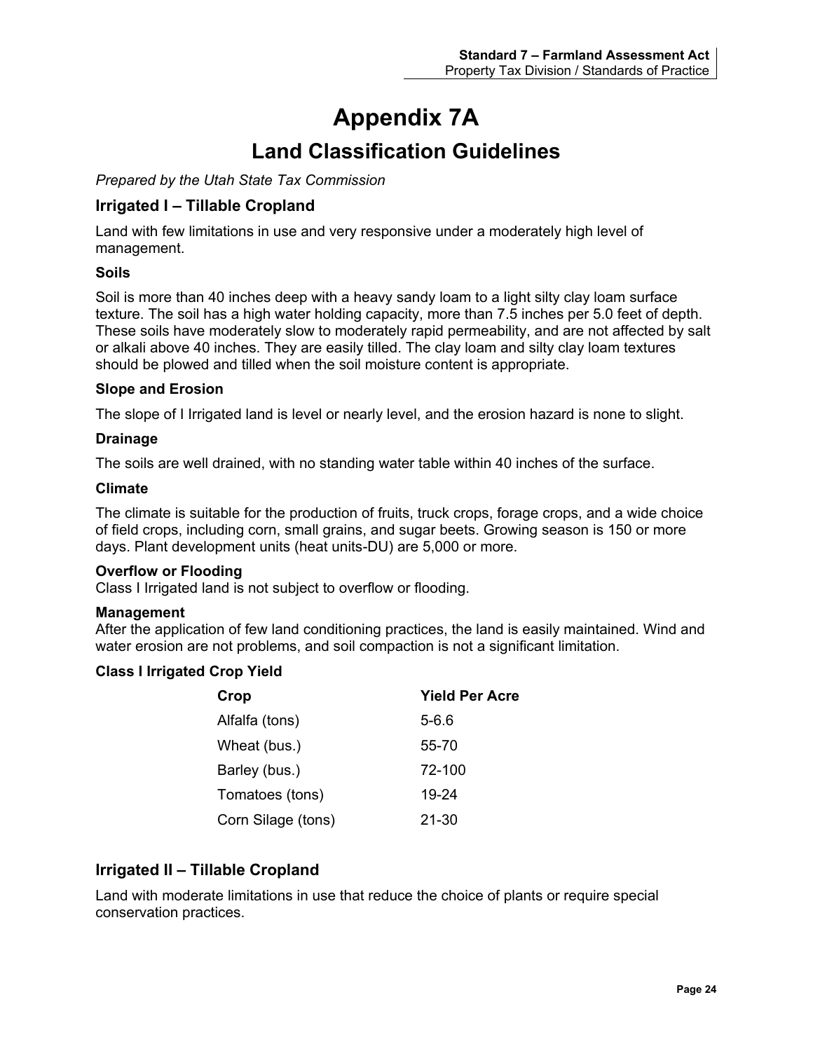# Appendix 7A

## Land Classification Guidelines

*Prepared by the Utah State Tax Commission*

### Irrigated I – Tillable Cropland

Land with few limitations in use and very responsive under a moderately high level of management.

#### Soils

Soil is more than 40 inches deep with a heavy sandy loam to a light silty clay loam surface texture. The soil has a high water holding capacity, more than 7.5 inches per 5.0 feet of depth. These soils have moderately slow to moderately rapid permeability, and are not affected by salt or alkali above 40 inches. They are easily tilled. The clay loam and silty clay loam textures should be plowed and tilled when the soil moisture content is appropriate.

#### Slope and Erosion

The slope of I Irrigated land is level or nearly level, and the erosion hazard is none to slight.

#### Drainage

The soils are well drained, with no standing water table within 40 inches of the surface.

#### Climate

The climate is suitable for the production of fruits, truck crops, forage crops, and a wide choice of field crops, including corn, small grains, and sugar beets. Growing season is 150 or more days. Plant development units (heat units-DU) are 5,000 or more.

#### Overflow or Flooding

Class I Irrigated land is not subject to overflow or flooding.

#### Management

After the application of few land conditioning practices, the land is easily maintained. Wind and water erosion are not problems, and soil compaction is not a significant limitation.

#### Class I Irrigated Crop Yield

| Crop | Yield Per Acre |
|---|---|
| Alfalfa (tons) | 5-6.6 |
| Wheat (bus.) | 55-70 |
| Barley (bus.) | 72-100 |
| Tomatoes (tons) | 19-24 |
| Corn Silage (tons) | 21-30 |

### Irrigated II – Tillable Cropland

Land with moderate limitations in use that reduce the choice of plants or require special conservation practices.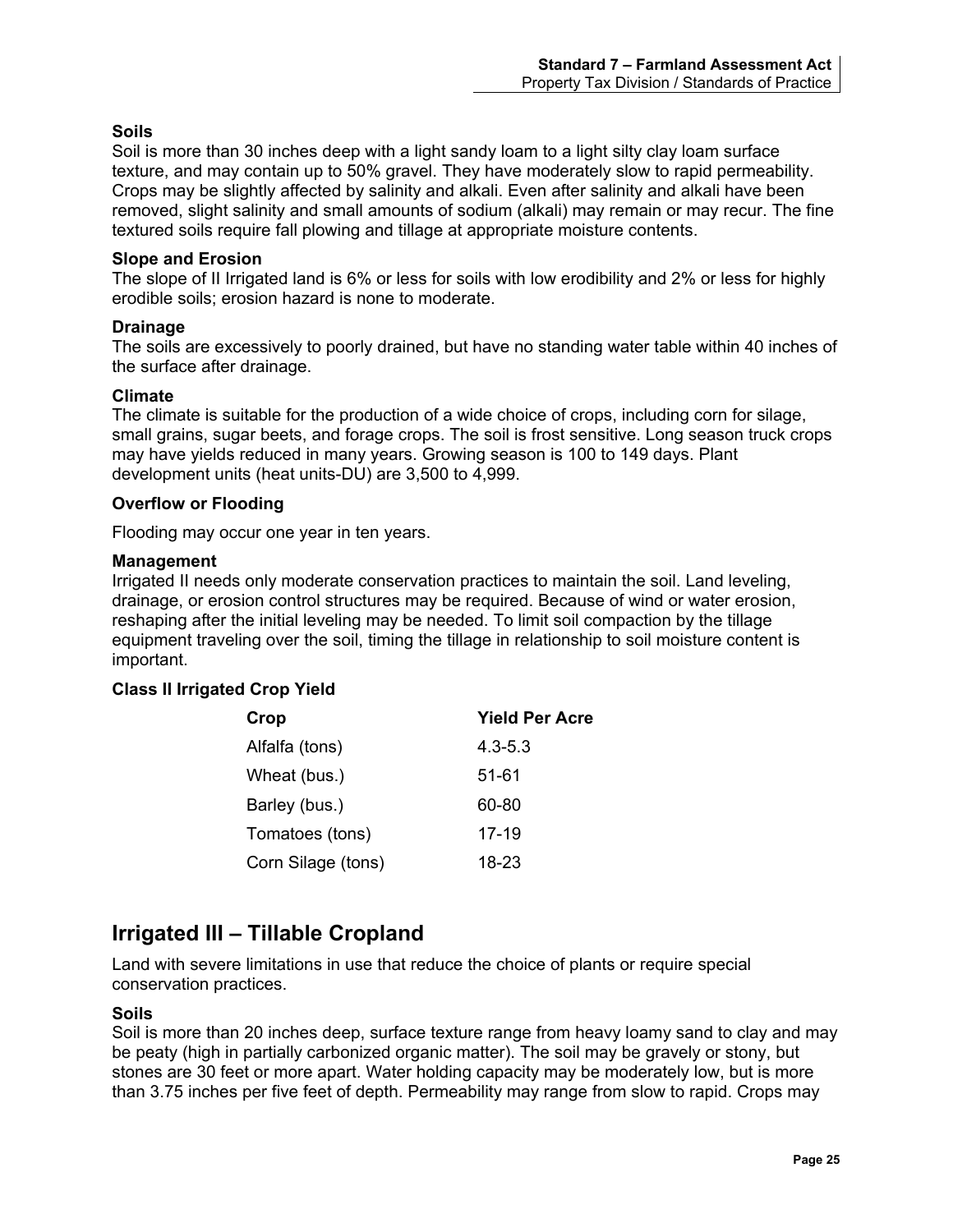**Soils**
Soil is more than 30 inches deep with a light sandy loam to a light silty clay loam surface texture, and may contain up to 50% gravel. They have moderately slow to rapid permeability. Crops may be slightly affected by salinity and alkali. Even after salinity and alkali have been removed, slight salinity and small amounts of sodium (alkali) may remain or may recur. The fine textured soils require fall plowing and tillage at appropriate moisture contents.

**Slope and Erosion**
The slope of II Irrigated land is 6% or less for soils with low erodibility and 2% or less for highly erodible soils; erosion hazard is none to moderate.

**Drainage**
The soils are excessively to poorly drained, but have no standing water table within 40 inches of the surface after drainage.

**Climate**
The climate is suitable for the production of a wide choice of crops, including corn for silage, small grains, sugar beets, and forage crops. The soil is frost sensitive. Long season truck crops may have yields reduced in many years. Growing season is 100 to 149 days. Plant development units (heat units-DU) are 3,500 to 4,999.

**Overflow or Flooding**

Flooding may occur one year in ten years.

**Management**
Irrigated II needs only moderate conservation practices to maintain the soil. Land leveling, drainage, or erosion control structures may be required. Because of wind or water erosion, reshaping after the initial leveling may be needed. To limit soil compaction by the tillage equipment traveling over the soil, timing the tillage in relationship to soil moisture content is important.

**Class II Irrigated Crop Yield**

| Crop | Yield Per Acre |
|---|---|
| Alfalfa (tons) | 4.3-5.3 |
| Wheat (bus.) | 51-61 |
| Barley (bus.) | 60-80 |
| Tomatoes (tons) | 17-19 |
| Corn Silage (tons) | 18-23 |

## Irrigated III – Tillable Cropland

Land with severe limitations in use that reduce the choice of plants or require special conservation practices.

**Soils**
Soil is more than 20 inches deep, surface texture range from heavy loamy sand to clay and may be peaty (high in partially carbonized organic matter). The soil may be gravely or stony, but stones are 30 feet or more apart. Water holding capacity may be moderately low, but is more than 3.75 inches per five feet of depth. Permeability may range from slow to rapid. Crops may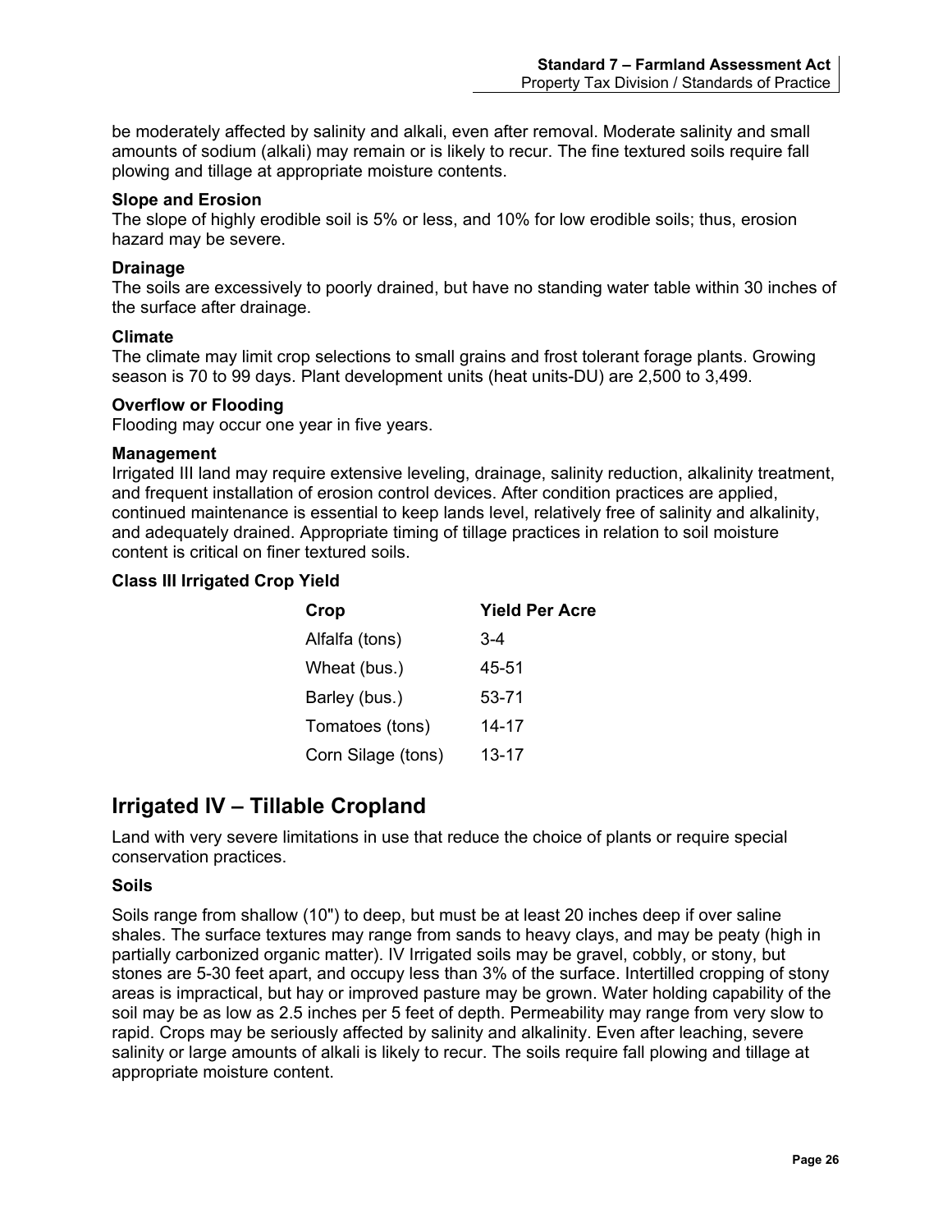be moderately affected by salinity and alkali, even after removal. Moderate salinity and small amounts of sodium (alkali) may remain or is likely to recur. The fine textured soils require fall plowing and tillage at appropriate moisture contents.

**Slope and Erosion**
The slope of highly erodible soil is 5% or less, and 10% for low erodible soils; thus, erosion hazard may be severe.

**Drainage**
The soils are excessively to poorly drained, but have no standing water table within 30 inches of the surface after drainage.

**Climate**
The climate may limit crop selections to small grains and frost tolerant forage plants. Growing season is 70 to 99 days. Plant development units (heat units-DU) are 2,500 to 3,499.

**Overflow or Flooding**
Flooding may occur one year in five years.

**Management**
Irrigated III land may require extensive leveling, drainage, salinity reduction, alkalinity treatment, and frequent installation of erosion control devices. After condition practices are applied, continued maintenance is essential to keep lands level, relatively free of salinity and alkalinity, and adequately drained. Appropriate timing of tillage practices in relation to soil moisture content is critical on finer textured soils.

**Class III Irrigated Crop Yield**

| Crop | Yield Per Acre |
|---|---|
| Alfalfa (tons) | 3-4 |
| Wheat (bus.) | 45-51 |
| Barley (bus.) | 53-71 |
| Tomatoes (tons) | 14-17 |
| Corn Silage (tons) | 13-17 |

## Irrigated IV – Tillable Cropland

Land with very severe limitations in use that reduce the choice of plants or require special conservation practices.

**Soils**

Soils range from shallow (10") to deep, but must be at least 20 inches deep if over saline shales. The surface textures may range from sands to heavy clays, and may be peaty (high in partially carbonized organic matter). IV Irrigated soils may be gravel, cobbly, or stony, but stones are 5-30 feet apart, and occupy less than 3% of the surface. Intertilled cropping of stony areas is impractical, but hay or improved pasture may be grown. Water holding capability of the soil may be as low as 2.5 inches per 5 feet of depth. Permeability may range from very slow to rapid. Crops may be seriously affected by salinity and alkalinity. Even after leaching, severe salinity or large amounts of alkali is likely to recur. The soils require fall plowing and tillage at appropriate moisture content.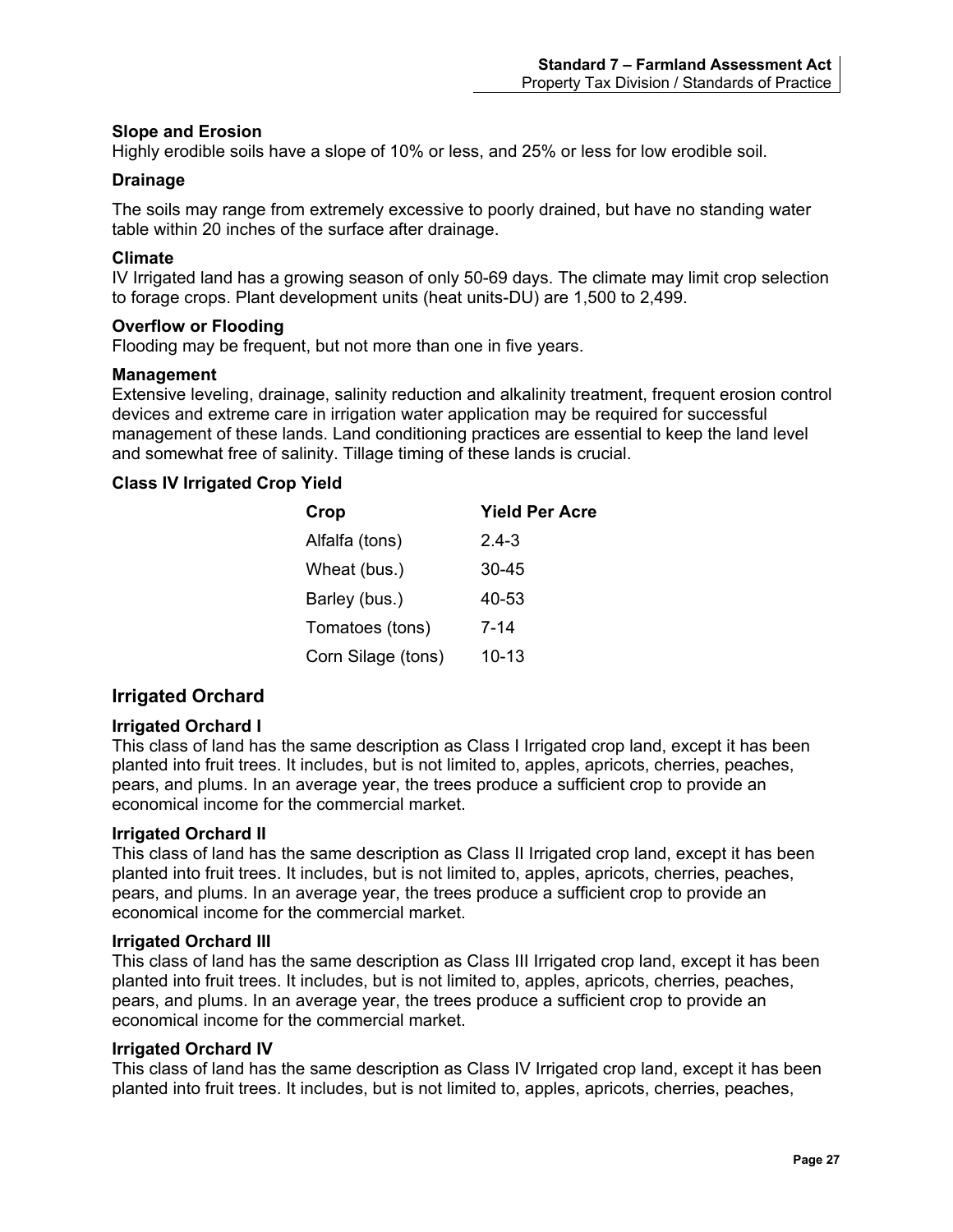### Slope and Erosion

Highly erodible soils have a slope of 10% or less, and 25% or less for low erodible soil.

### Drainage

The soils may range from extremely excessive to poorly drained, but have no standing water table within 20 inches of the surface after drainage.

### Climate

IV Irrigated land has a growing season of only 50-69 days. The climate may limit crop selection to forage crops. Plant development units (heat units-DU) are 1,500 to 2,499.

### Overflow or Flooding

Flooding may be frequent, but not more than one in five years.

### Management

Extensive leveling, drainage, salinity reduction and alkalinity treatment, frequent erosion control devices and extreme care in irrigation water application may be required for successful management of these lands. Land conditioning practices are essential to keep the land level and somewhat free of salinity. Tillage timing of these lands is crucial.

### Class IV Irrigated Crop Yield

| Crop | Yield Per Acre |
|---|---|
| Alfalfa (tons) | 2.4-3 |
| Wheat (bus.) | 30-45 |
| Barley (bus.) | 40-53 |
| Tomatoes (tons) | 7-14 |
| Corn Silage (tons) | 10-13 |

## Irrigated Orchard

### Irrigated Orchard I

This class of land has the same description as Class I Irrigated crop land, except it has been planted into fruit trees. It includes, but is not limited to, apples, apricots, cherries, peaches, pears, and plums. In an average year, the trees produce a sufficient crop to provide an economical income for the commercial market.

### Irrigated Orchard II

This class of land has the same description as Class II Irrigated crop land, except it has been planted into fruit trees. It includes, but is not limited to, apples, apricots, cherries, peaches, pears, and plums. In an average year, the trees produce a sufficient crop to provide an economical income for the commercial market.

### Irrigated Orchard III

This class of land has the same description as Class III Irrigated crop land, except it has been planted into fruit trees. It includes, but is not limited to, apples, apricots, cherries, peaches, pears, and plums. In an average year, the trees produce a sufficient crop to provide an economical income for the commercial market.

### Irrigated Orchard IV

This class of land has the same description as Class IV Irrigated crop land, except it has been planted into fruit trees. It includes, but is not limited to, apples, apricots, cherries, peaches,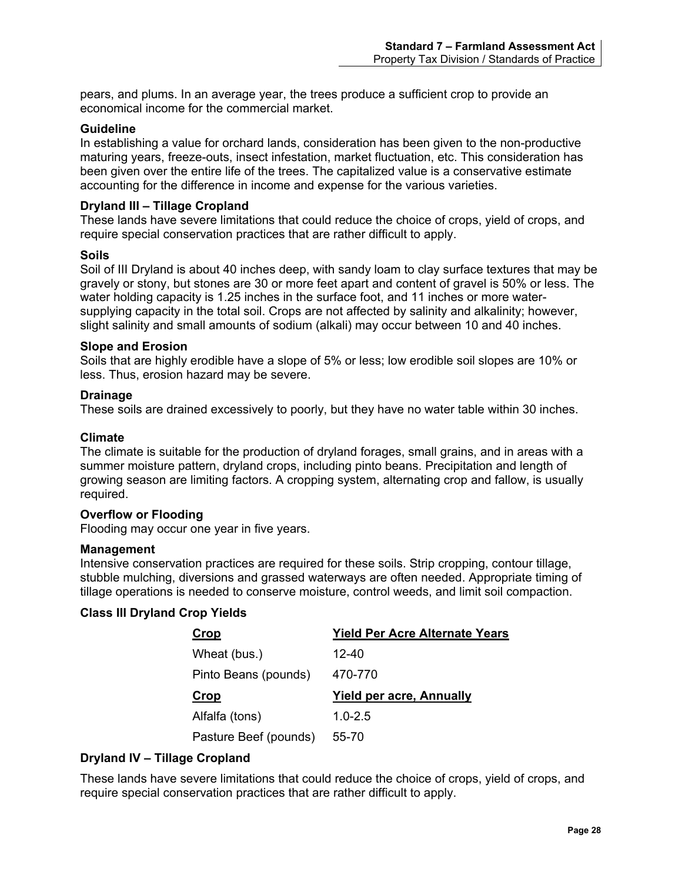pears, and plums. In an average year, the trees produce a sufficient crop to provide an economical income for the commercial market.

**Guideline**

In establishing a value for orchard lands, consideration has been given to the non-productive maturing years, freeze-outs, insect infestation, market fluctuation, etc. This consideration has been given over the entire life of the trees. The capitalized value is a conservative estimate accounting for the difference in income and expense for the various varieties.

**Dryland III – Tillage Cropland**

These lands have severe limitations that could reduce the choice of crops, yield of crops, and require special conservation practices that are rather difficult to apply.

**Soils**

Soil of III Dryland is about 40 inches deep, with sandy loam to clay surface textures that may be gravely or stony, but stones are 30 or more feet apart and content of gravel is 50% or less. The water holding capacity is 1.25 inches in the surface foot, and 11 inches or more water-supplying capacity in the total soil. Crops are not affected by salinity and alkalinity; however, slight salinity and small amounts of sodium (alkali) may occur between 10 and 40 inches.

**Slope and Erosion**

Soils that are highly erodible have a slope of 5% or less; low erodible soil slopes are 10% or less. Thus, erosion hazard may be severe.

**Drainage**

These soils are drained excessively to poorly, but they have no water table within 30 inches.

**Climate**

The climate is suitable for the production of dryland forages, small grains, and in areas with a summer moisture pattern, dryland crops, including pinto beans. Precipitation and length of growing season are limiting factors. A cropping system, alternating crop and fallow, is usually required.

**Overflow or Flooding**

Flooding may occur one year in five years.

**Management**

Intensive conservation practices are required for these soils. Strip cropping, contour tillage, stubble mulching, diversions and grassed waterways are often needed. Appropriate timing of tillage operations is needed to conserve moisture, control weeds, and limit soil compaction.

**Class III Dryland Crop Yields**

| Crop | Yield Per Acre Alternate Years |
|---|---|
| Wheat (bus.) | 12-40 |
| Pinto Beans (pounds) | 470-770 |
| **Crop** | **Yield per acre, Annually** |
| Alfalfa (tons) | 1.0-2.5 |
| Pasture Beef (pounds) | 55-70 |

**Dryland IV – Tillage Cropland**

These lands have severe limitations that could reduce the choice of crops, yield of crops, and require special conservation practices that are rather difficult to apply.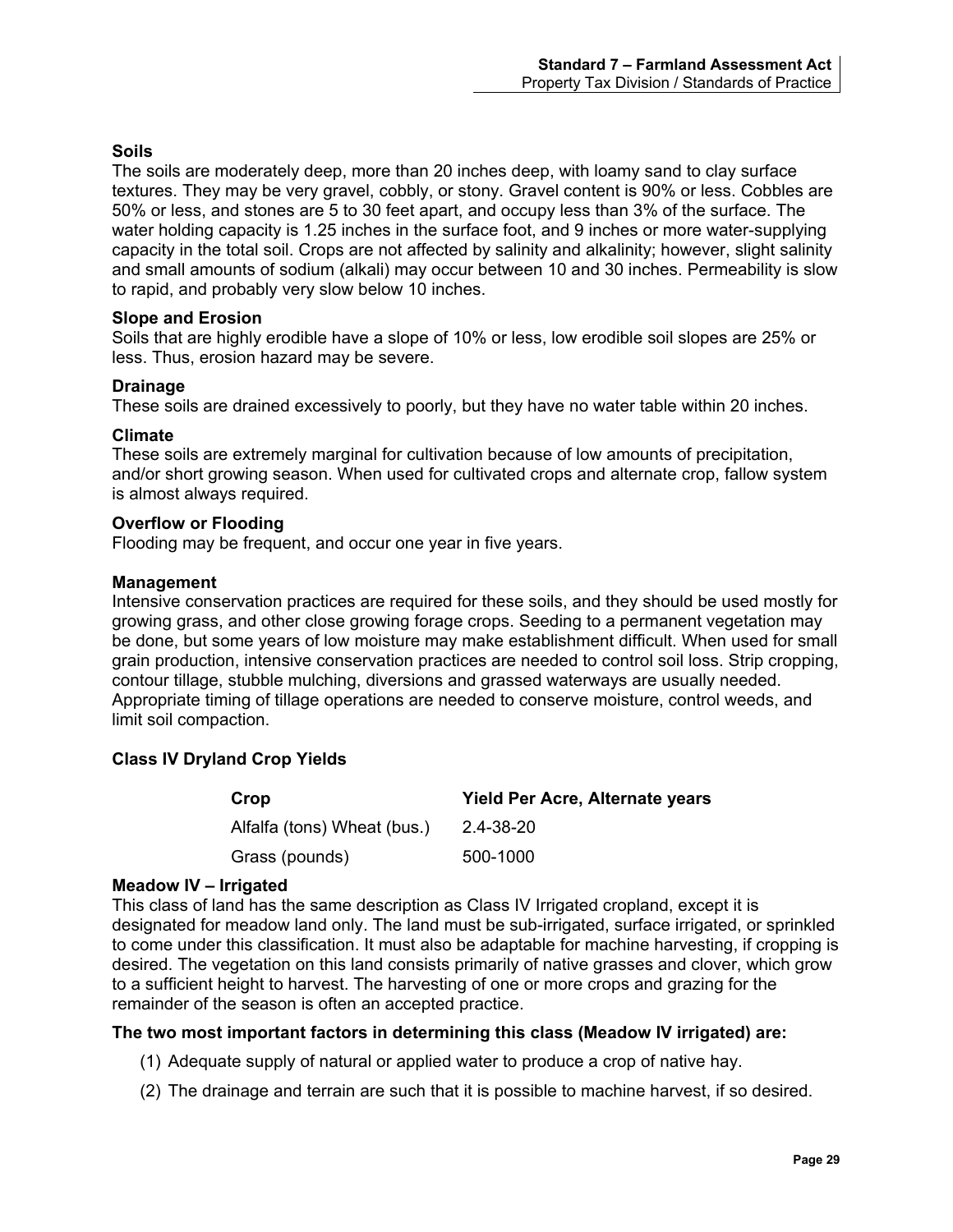### Soils

The soils are moderately deep, more than 20 inches deep, with loamy sand to clay surface textures. They may be very gravel, cobbly, or stony. Gravel content is 90% or less. Cobbles are 50% or less, and stones are 5 to 30 feet apart, and occupy less than 3% of the surface. The water holding capacity is 1.25 inches in the surface foot, and 9 inches or more water-supplying capacity in the total soil. Crops are not affected by salinity and alkalinity; however, slight salinity and small amounts of sodium (alkali) may occur between 10 and 30 inches. Permeability is slow to rapid, and probably very slow below 10 inches.

### Slope and Erosion

Soils that are highly erodible have a slope of 10% or less, low erodible soil slopes are 25% or less. Thus, erosion hazard may be severe.

### Drainage

These soils are drained excessively to poorly, but they have no water table within 20 inches.

### Climate

These soils are extremely marginal for cultivation because of low amounts of precipitation, and/or short growing season. When used for cultivated crops and alternate crop, fallow system is almost always required.

### Overflow or Flooding

Flooding may be frequent, and occur one year in five years.

### Management

Intensive conservation practices are required for these soils, and they should be used mostly for growing grass, and other close growing forage crops. Seeding to a permanent vegetation may be done, but some years of low moisture may make establishment difficult. When used for small grain production, intensive conservation practices are needed to control soil loss. Strip cropping, contour tillage, stubble mulching, diversions and grassed waterways are usually needed. Appropriate timing of tillage operations are needed to conserve moisture, control weeds, and limit soil compaction.

### Class IV Dryland Crop Yields

| Crop | Yield Per Acre, Alternate years |
|---|---|
| Alfalfa (tons) Wheat (bus.) | 2.4-38-20 |
| Grass (pounds) | 500-1000 |

### Meadow IV – Irrigated

This class of land has the same description as Class IV Irrigated cropland, except it is designated for meadow land only. The land must be sub-irrigated, surface irrigated, or sprinkled to come under this classification. It must also be adaptable for machine harvesting, if cropping is desired. The vegetation on this land consists primarily of native grasses and clover, which grow to a sufficient height to harvest. The harvesting of one or more crops and grazing for the remainder of the season is often an accepted practice.

**The two most important factors in determining this class (Meadow IV irrigated) are:**

(1) Adequate supply of natural or applied water to produce a crop of native hay.

(2) The drainage and terrain are such that it is possible to machine harvest, if so desired.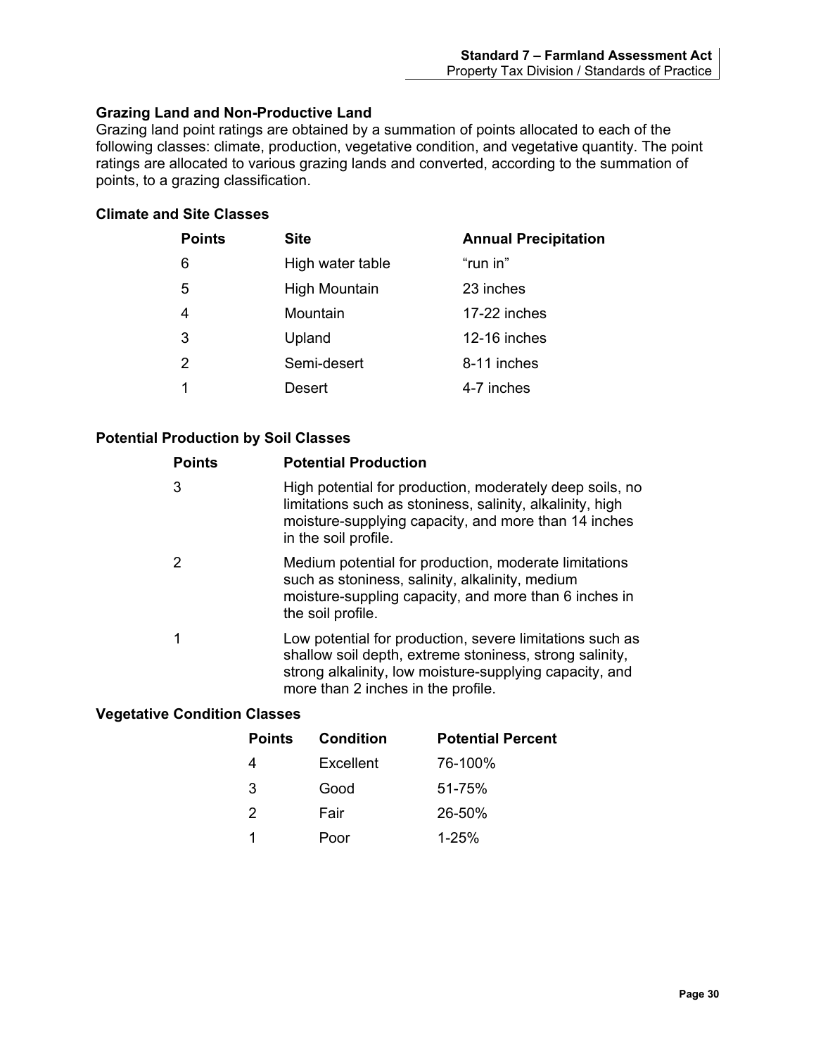### Grazing Land and Non-Productive Land

Grazing land point ratings are obtained by a summation of points allocated to each of the following classes: climate, production, vegetative condition, and vegetative quantity. The point ratings are allocated to various grazing lands and converted, according to the summation of points, to a grazing classification.

### Climate and Site Classes

| Points | Site | Annual Precipitation |
|---|---|---|
| 6 | High water table | “run in” |
| 5 | High Mountain | 23 inches |
| 4 | Mountain | 17-22 inches |
| 3 | Upland | 12-16 inches |
| 2 | Semi-desert | 8-11 inches |
| 1 | Desert | 4-7 inches |

### Potential Production by Soil Classes

| Points | Potential Production |
|---|---|
| 3 | High potential for production, moderately deep soils, no limitations such as stoniness, salinity, alkalinity, high moisture-supplying capacity, and more than 14 inches in the soil profile. |
| 2 | Medium potential for production, moderate limitations such as stoniness, salinity, alkalinity, medium moisture-suppling capacity, and more than 6 inches in the soil profile. |
| 1 | Low potential for production, severe limitations such as shallow soil depth, extreme stoniness, strong salinity, strong alkalinity, low moisture-supplying capacity, and more than 2 inches in the profile. |

### Vegetative Condition Classes

| Points | Condition | Potential Percent |
|---|---|---|
| 4 | Excellent | 76-100% |
| 3 | Good | 51-75% |
| 2 | Fair | 26-50% |
| 1 | Poor | 1-25% |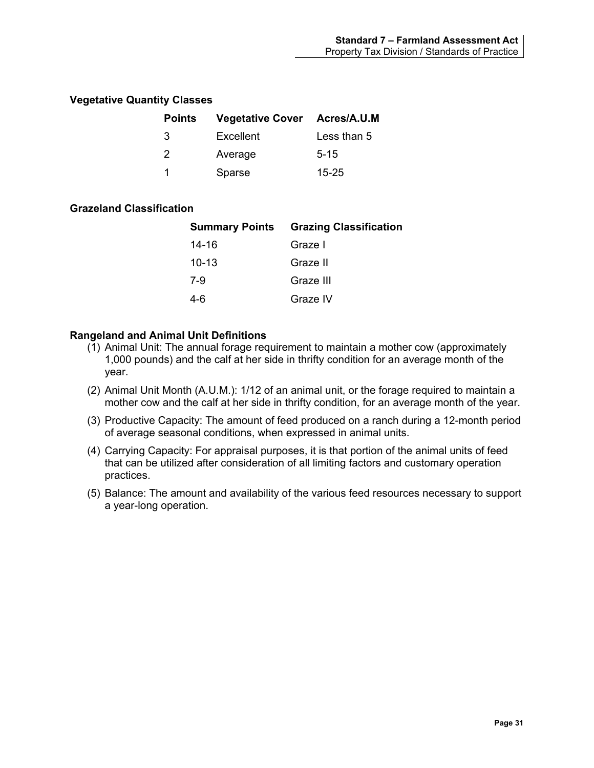### Vegetative Quantity Classes

| Points | Vegetative Cover | Acres/A.U.M |
|---|---|---|
| 3 | Excellent | Less than 5 |
| 2 | Average | 5-15 |
| 1 | Sparse | 15-25 |

### Grazeland Classification

| Summary Points | Grazing Classification |
|---|---|
| 14-16 | Graze I |
| 10-13 | Graze II |
| 7-9 | Graze III |
| 4-6 | Graze IV |

### Rangeland and Animal Unit Definitions

(1) Animal Unit: The annual forage requirement to maintain a mother cow (approximately 1,000 pounds) and the calf at her side in thrifty condition for an average month of the year.

(2) Animal Unit Month (A.U.M.): 1/12 of an animal unit, or the forage required to maintain a mother cow and the calf at her side in thrifty condition, for an average month of the year.

(3) Productive Capacity: The amount of feed produced on a ranch during a 12-month period of average seasonal conditions, when expressed in animal units.

(4) Carrying Capacity: For appraisal purposes, it is that portion of the animal units of feed that can be utilized after consideration of all limiting factors and customary operation practices.

(5) Balance: The amount and availability of the various feed resources necessary to support a year-long operation.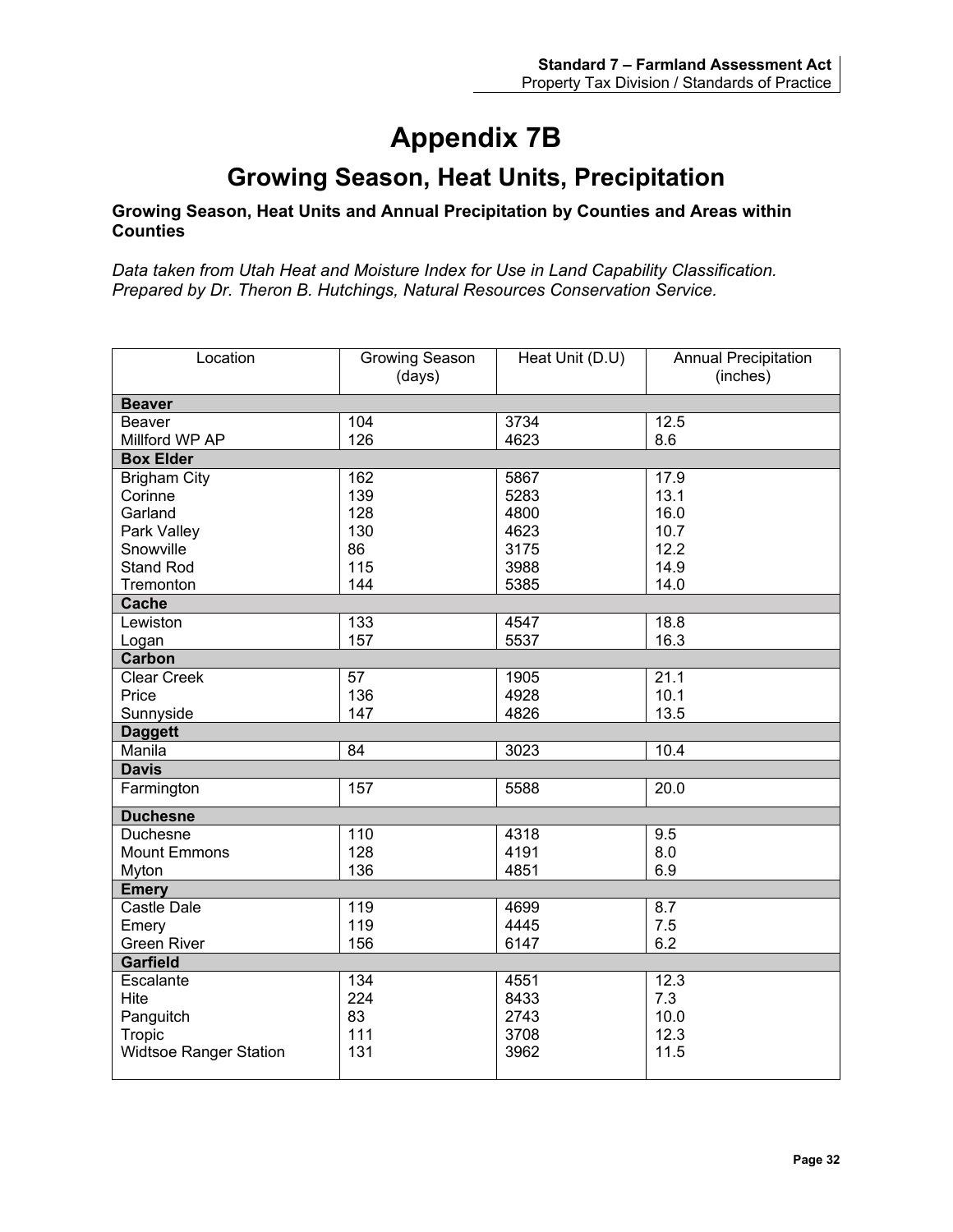# Appendix 7B

## Growing Season, Heat Units, Precipitation

**Growing Season, Heat Units and Annual Precipitation by Counties and Areas within Counties**

*Data taken from Utah Heat and Moisture Index for Use in Land Capability Classification. Prepared by Dr. Theron B. Hutchings, Natural Resources Conservation Service.*

| Location | Growing Season (days) | Heat Unit (D.U) | Annual Precipitation (inches) |
|---|---|---|---|
| **Beaver** | | | |
| Beaver | 104 | 3734 | 12.5 |
| Millford WP AP | 126 | 4623 | 8.6 |
| **Box Elder** | | | |
| Brigham City | 162 | 5867 | 17.9 |
| Corinne | 139 | 5283 | 13.1 |
| Garland | 128 | 4800 | 16.0 |
| Park Valley | 130 | 4623 | 10.7 |
| Snowville | 86 | 3175 | 12.2 |
| Stand Rod | 115 | 3988 | 14.9 |
| Tremonton | 144 | 5385 | 14.0 |
| **Cache** | | | |
| Lewiston | 133 | 4547 | 18.8 |
| Logan | 157 | 5537 | 16.3 |
| **Carbon** | | | |
| Clear Creek | 57 | 1905 | 21.1 |
| Price | 136 | 4928 | 10.1 |
| Sunnyside | 147 | 4826 | 13.5 |
| **Daggett** | | | |
| Manila | 84 | 3023 | 10.4 |
| **Davis** | | | |
| Farmington | 157 | 5588 | 20.0 |
| **Duchesne** | | | |
| Duchesne | 110 | 4318 | 9.5 |
| Mount Emmons | 128 | 4191 | 8.0 |
| Myton | 136 | 4851 | 6.9 |
| **Emery** | | | |
| Castle Dale | 119 | 4699 | 8.7 |
| Emery | 119 | 4445 | 7.5 |
| Green River | 156 | 6147 | 6.2 |
| **Garfield** | | | |
| Escalante | 134 | 4551 | 12.3 |
| Hite | 224 | 8433 | 7.3 |
| Panguitch | 83 | 2743 | 10.0 |
| Tropic | 111 | 3708 | 12.3 |
| Widtsoe Ranger Station | 131 | 3962 | 11.5 |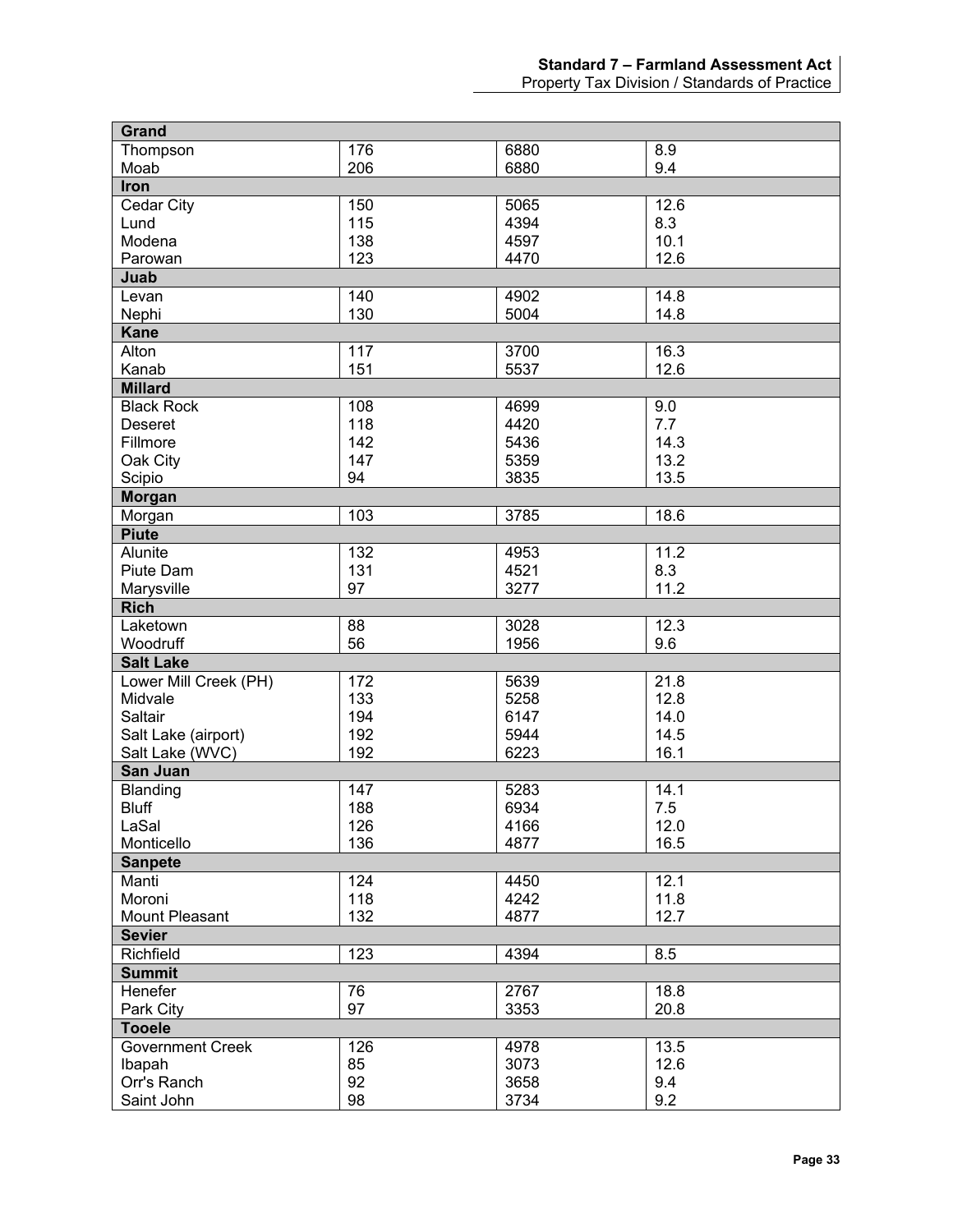| Grand | | | |
|---|---|---|---|
| Thompson | 176 | 6880 | 8.9 |
| Moab | 206 | 6880 | 9.4 |
| **Iron** | | | |
| Cedar City | 150 | 5065 | 12.6 |
| Lund | 115 | 4394 | 8.3 |
| Modena | 138 | 4597 | 10.1 |
| Parowan | 123 | 4470 | 12.6 |
| **Juab** | | | |
| Levan | 140 | 4902 | 14.8 |
| Nephi | 130 | 5004 | 14.8 |
| **Kane** | | | |
| Alton | 117 | 3700 | 16.3 |
| Kanab | 151 | 5537 | 12.6 |
| **Millard** | | | |
| Black Rock | 108 | 4699 | 9.0 |
| Deseret | 118 | 4420 | 7.7 |
| Fillmore | 142 | 5436 | 14.3 |
| Oak City | 147 | 5359 | 13.2 |
| Scipio | 94 | 3835 | 13.5 |
| **Morgan** | | | |
| Morgan | 103 | 3785 | 18.6 |
| **Piute** | | | |
| Alunite | 132 | 4953 | 11.2 |
| Piute Dam | 131 | 4521 | 8.3 |
| Marysville | 97 | 3277 | 11.2 |
| **Rich** | | | |
| Laketown | 88 | 3028 | 12.3 |
| Woodruff | 56 | 1956 | 9.6 |
| **Salt Lake** | | | |
| Lower Mill Creek (PH) | 172 | 5639 | 21.8 |
| Midvale | 133 | 5258 | 12.8 |
| Saltair | 194 | 6147 | 14.0 |
| Salt Lake (airport) | 192 | 5944 | 14.5 |
| Salt Lake (WVC) | 192 | 6223 | 16.1 |
| **San Juan** | | | |
| Blanding | 147 | 5283 | 14.1 |
| Bluff | 188 | 6934 | 7.5 |
| LaSal | 126 | 4166 | 12.0 |
| Monticello | 136 | 4877 | 16.5 |
| **Sanpete** | | | |
| Manti | 124 | 4450 | 12.1 |
| Moroni | 118 | 4242 | 11.8 |
| Mount Pleasant | 132 | 4877 | 12.7 |
| **Sevier** | | | |
| Richfield | 123 | 4394 | 8.5 |
| **Summit** | | | |
| Henefer | 76 | 2767 | 18.8 |
| Park City | 97 | 3353 | 20.8 |
| **Tooele** | | | |
| Government Creek | 126 | 4978 | 13.5 |
| Ibapah | 85 | 3073 | 12.6 |
| Orr's Ranch | 92 | 3658 | 9.4 |
| Saint John | 98 | 3734 | 9.2 |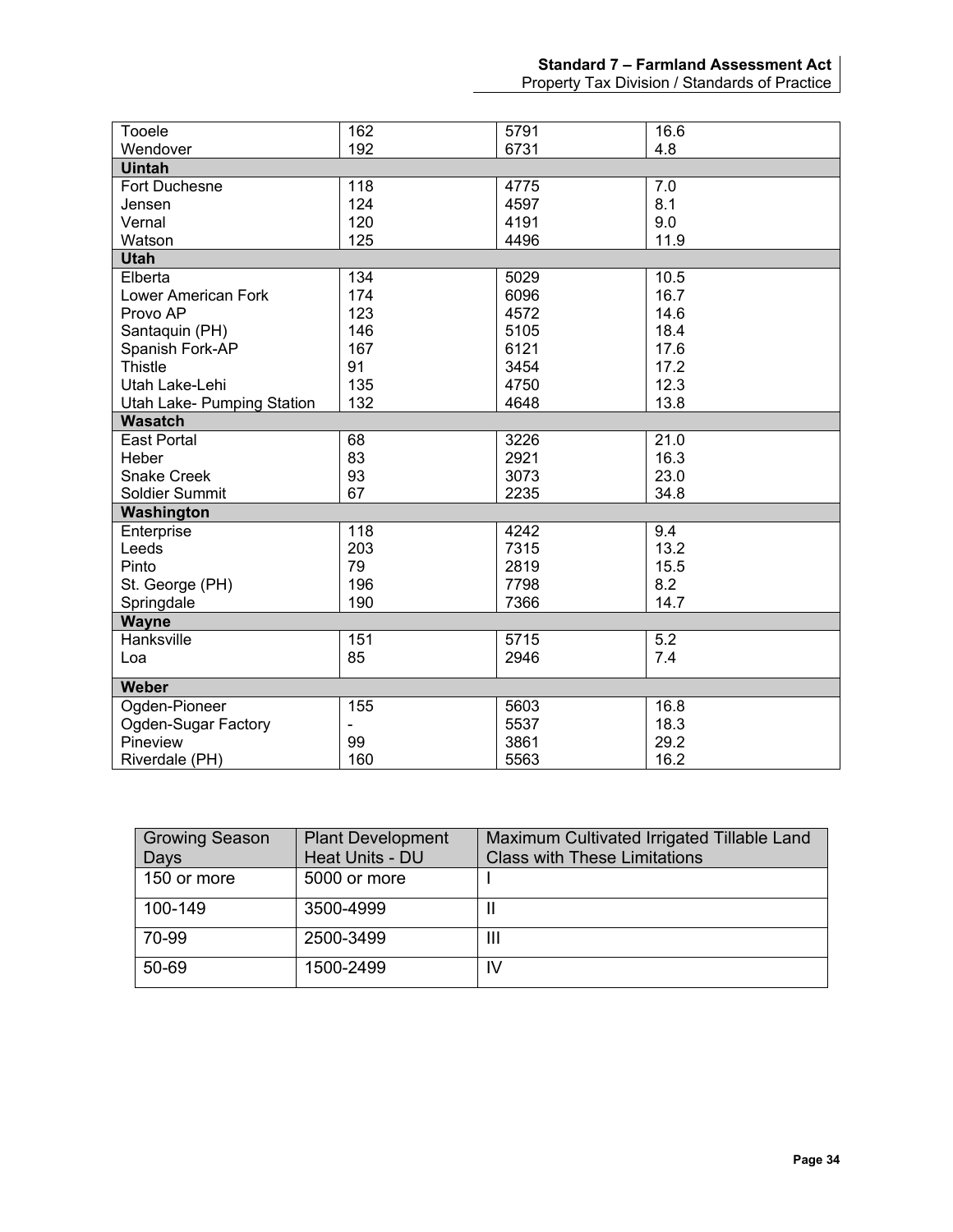| | | | |
|---|---|---|---|
| Tooele | 162 | 5791 | 16.6 |
| Wendover | 192 | 6731 | 4.8 |
| **Uintah** | | | |
| Fort Duchesne | 118 | 4775 | 7.0 |
| Jensen | 124 | 4597 | 8.1 |
| Vernal | 120 | 4191 | 9.0 |
| Watson | 125 | 4496 | 11.9 |
| **Utah** | | | |
| Elberta | 134 | 5029 | 10.5 |
| Lower American Fork | 174 | 6096 | 16.7 |
| Provo AP | 123 | 4572 | 14.6 |
| Santaquin (PH) | 146 | 5105 | 18.4 |
| Spanish Fork-AP | 167 | 6121 | 17.6 |
| Thistle | 91 | 3454 | 17.2 |
| Utah Lake-Lehi | 135 | 4750 | 12.3 |
| Utah Lake- Pumping Station | 132 | 4648 | 13.8 |
| **Wasatch** | | | |
| East Portal | 68 | 3226 | 21.0 |
| Heber | 83 | 2921 | 16.3 |
| Snake Creek | 93 | 3073 | 23.0 |
| Soldier Summit | 67 | 2235 | 34.8 |
| **Washington** | | | |
| Enterprise | 118 | 4242 | 9.4 |
| Leeds | 203 | 7315 | 13.2 |
| Pinto | 79 | 2819 | 15.5 |
| St. George (PH) | 196 | 7798 | 8.2 |
| Springdale | 190 | 7366 | 14.7 |
| **Wayne** | | | |
| Hanksville | 151 | 5715 | 5.2 |
| Loa | 85 | 2946 | 7.4 |
| **Weber** | | | |
| Ogden-Pioneer | 155 | 5603 | 16.8 |
| Ogden-Sugar Factory | - | 5537 | 18.3 |
| Pineview | 99 | 3861 | 29.2 |
| Riverdale (PH) | 160 | 5563 | 16.2 |

| Growing Season Days | Plant Development Heat Units - DU | Maximum Cultivated Irrigated Tillable Land Class with These Limitations |
|---|---|---|
| 150 or more | 5000 or more | I |
| 100-149 | 3500-4999 | II |
| 70-99 | 2500-3499 | III |
| 50-69 | 1500-2499 | IV |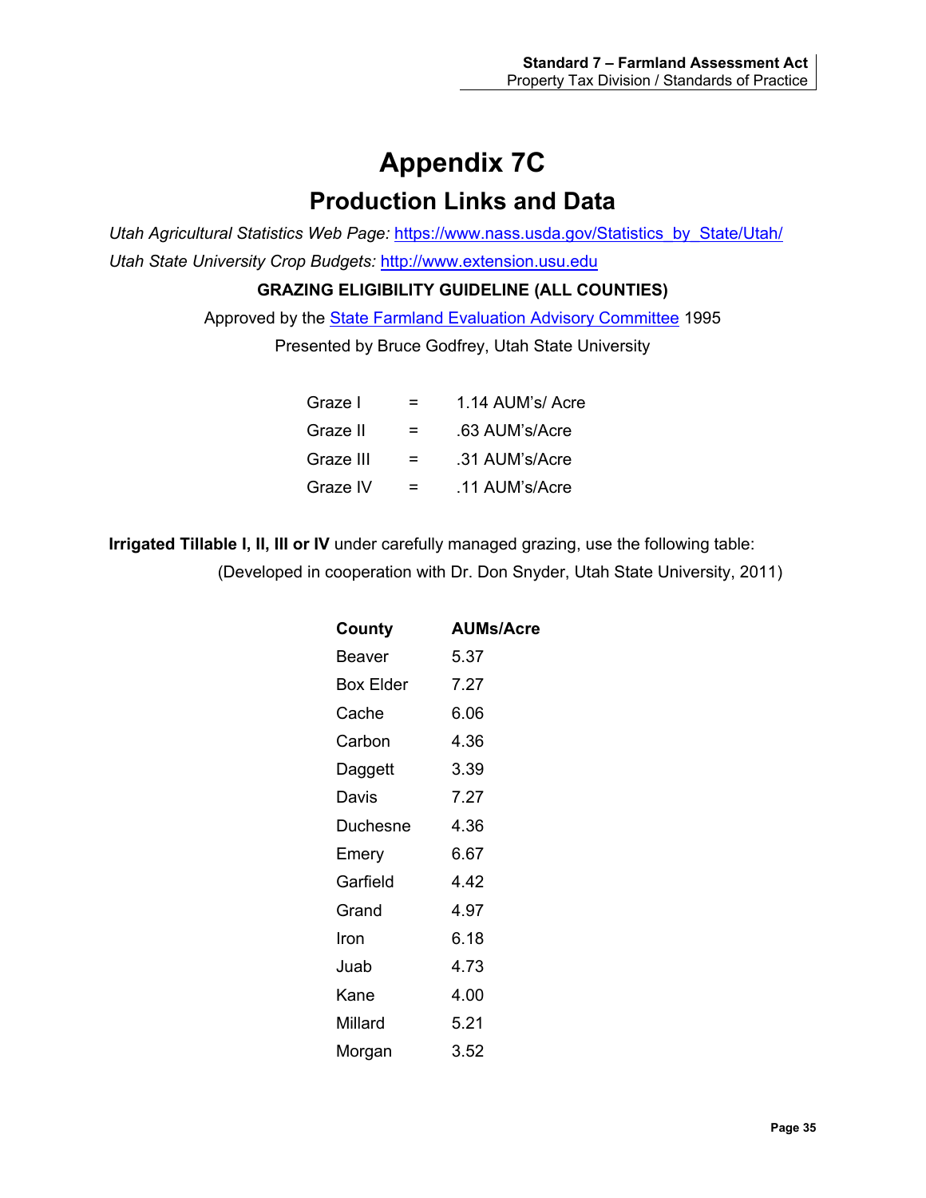# Appendix 7C

## Production Links and Data

*Utah Agricultural Statistics Web Page:* [https://www.nass.usda.gov/Statistics_by_State/Utah/](https://www.nass.usda.gov/Statistics_by_State/Utah/)

*Utah State University Crop Budgets:* [http://www.extension.usu.edu](http://www.extension.usu.edu)

**GRAZING ELIGIBILITY GUIDELINE (ALL COUNTIES)**

Approved by the State Farmland Evaluation Advisory Committee 1995

Presented by Bruce Godfrey, Utah State University

| | | |
|---|---|---|
| Graze I | = | 1.14 AUM's/ Acre |
| Graze II | = | .63 AUM's/Acre |
| Graze III | = | .31 AUM's/Acre |
| Graze IV | = | .11 AUM's/Acre |

**Irrigated Tillable I, II, III or IV** under carefully managed grazing, use the following table:

(Developed in cooperation with Dr. Don Snyder, Utah State University, 2011)

| County | AUMs/Acre |
|---|---|
| Beaver | 5.37 |
| Box Elder | 7.27 |
| Cache | 6.06 |
| Carbon | 4.36 |
| Daggett | 3.39 |
| Davis | 7.27 |
| Duchesne | 4.36 |
| Emery | 6.67 |
| Garfield | 4.42 |
| Grand | 4.97 |
| Iron | 6.18 |
| Juab | 4.73 |
| Kane | 4.00 |
| Millard | 5.21 |
| Morgan | 3.52 |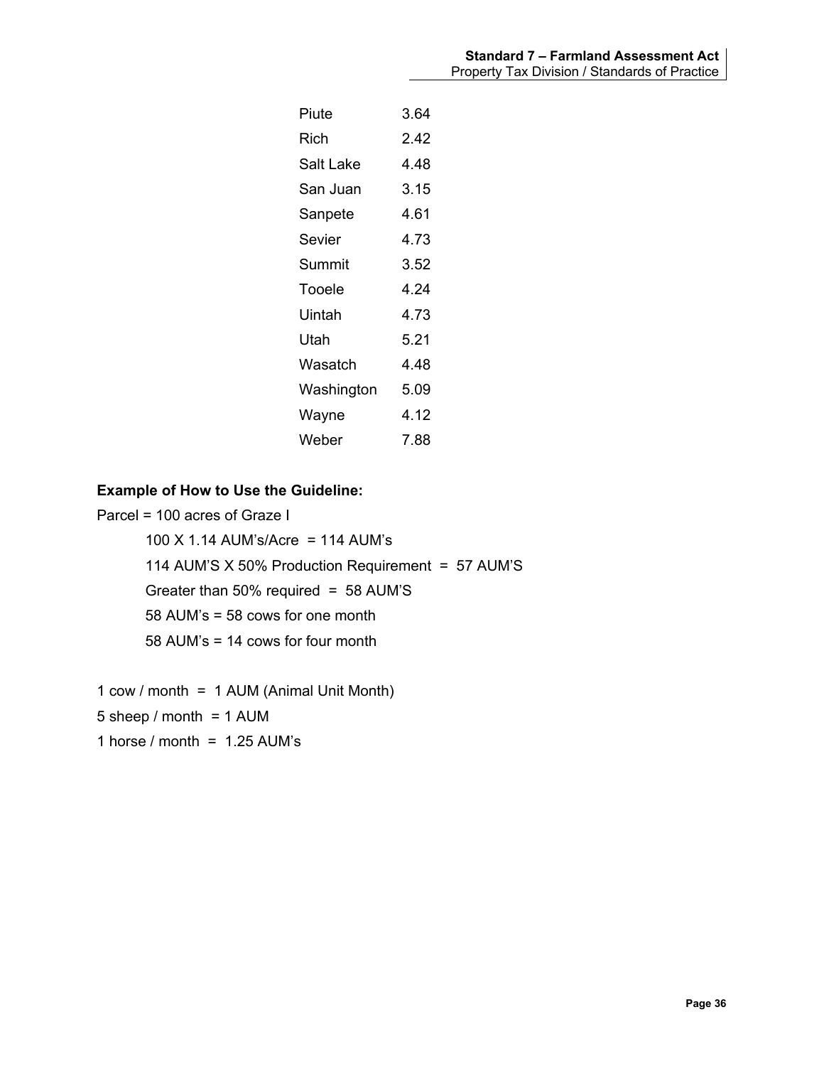| | |
|---|---|
| Piute | 3.64 |
| Rich | 2.42 |
| Salt Lake | 4.48 |
| San Juan | 3.15 |
| Sanpete | 4.61 |
| Sevier | 4.73 |
| Summit | 3.52 |
| Tooele | 4.24 |
| Uintah | 4.73 |
| Utah | 5.21 |
| Wasatch | 4.48 |
| Washington | 5.09 |
| Wayne | 4.12 |
| Weber | 7.88 |

**Example of How to Use the Guideline:**

Parcel = 100 acres of Graze I

100 X 1.14 AUM's/Acre = 114 AUM's

114 AUM'S X 50% Production Requirement = 57 AUM'S

Greater than 50% required = 58 AUM'S

58 AUM's = 58 cows for one month

58 AUM's = 14 cows for four month

1 cow / month = 1 AUM (Animal Unit Month)

5 sheep / month = 1 AUM

1 horse / month = 1.25 AUM's